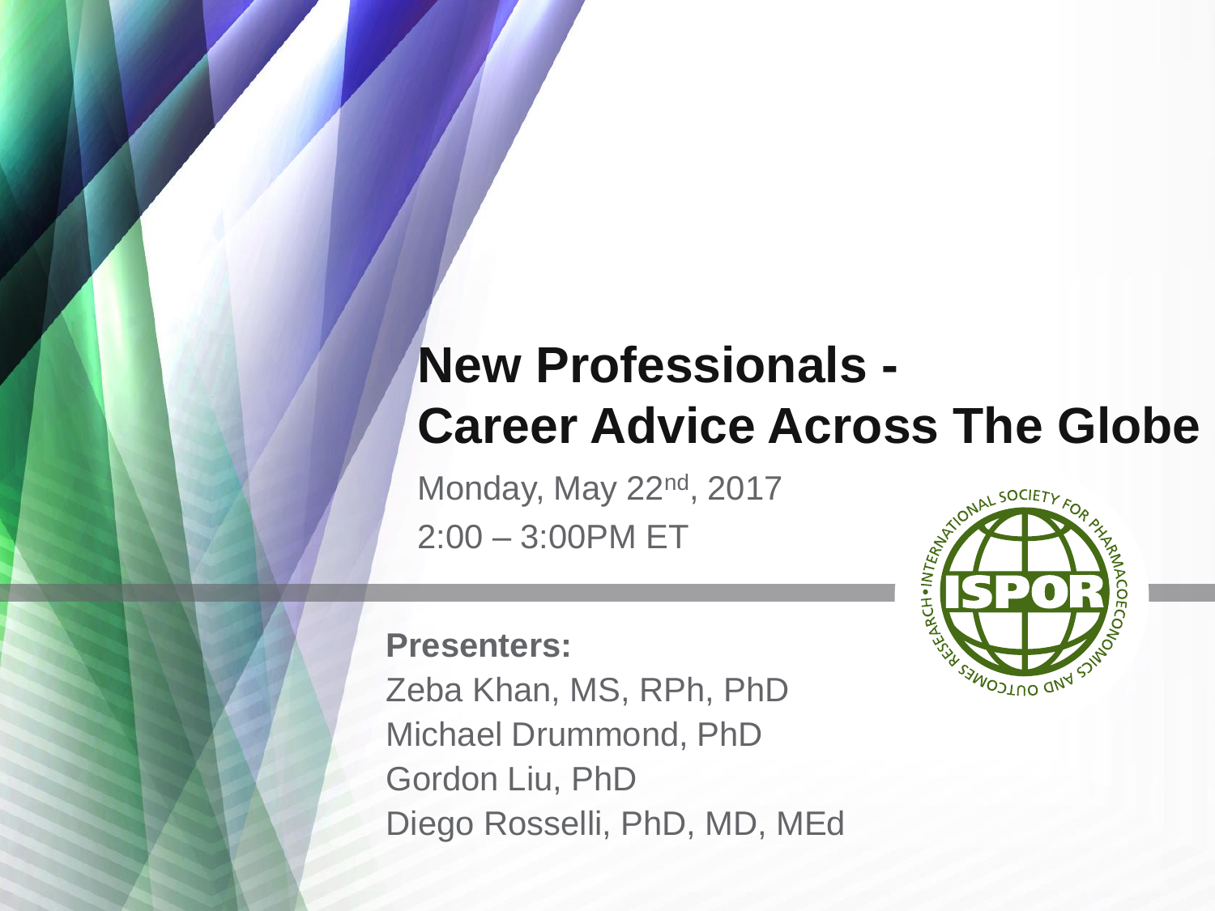# New Professionals - Career Advice Across The Globe

Monday, May 22nd, 2017

2:00 – 3:00PM ET

**Presenters:**

Zeba Khan, MS, RPh, PhD

Michael Drummond, PhD

Gordon Liu, PhD

Diego Rosselli, PhD, MD, MEd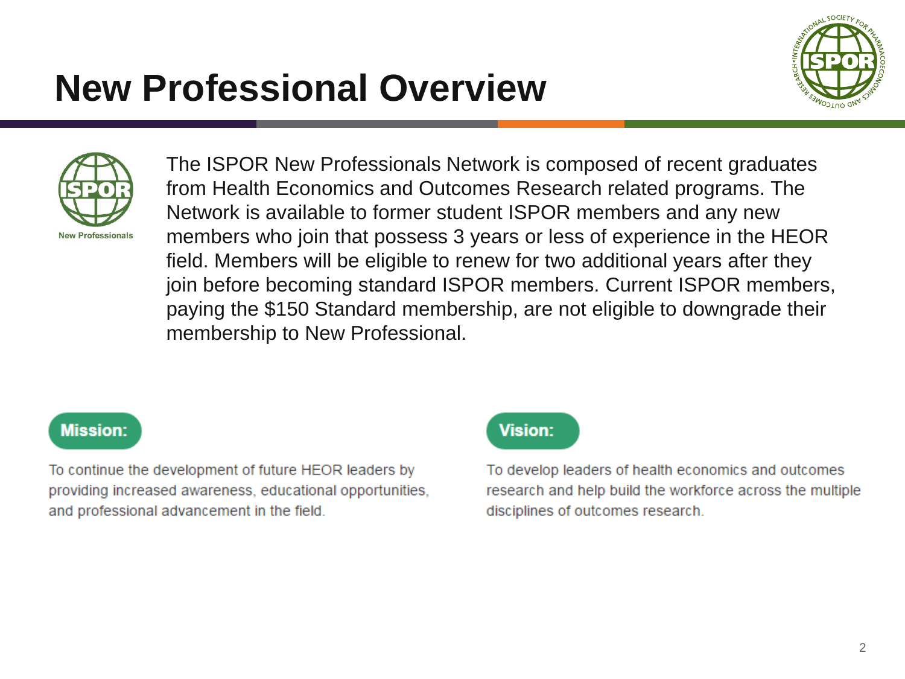# New Professional Overview

New Professionals

The ISPOR New Professionals Network is composed of recent graduates from Health Economics and Outcomes Research related programs. The Network is available to former student ISPOR members and any new members who join that possess 3 years or less of experience in the HEOR field. Members will be eligible to renew for two additional years after they join before becoming standard ISPOR members. Current ISPOR members, paying the $150 Standard membership, are not eligible to downgrade their membership to New Professional.

**Mission:**

To continue the development of future HEOR leaders by providing increased awareness, educational opportunities, and professional advancement in the field.

**Vision:**

To develop leaders of health economics and outcomes research and help build the workforce across the multiple disciplines of outcomes research.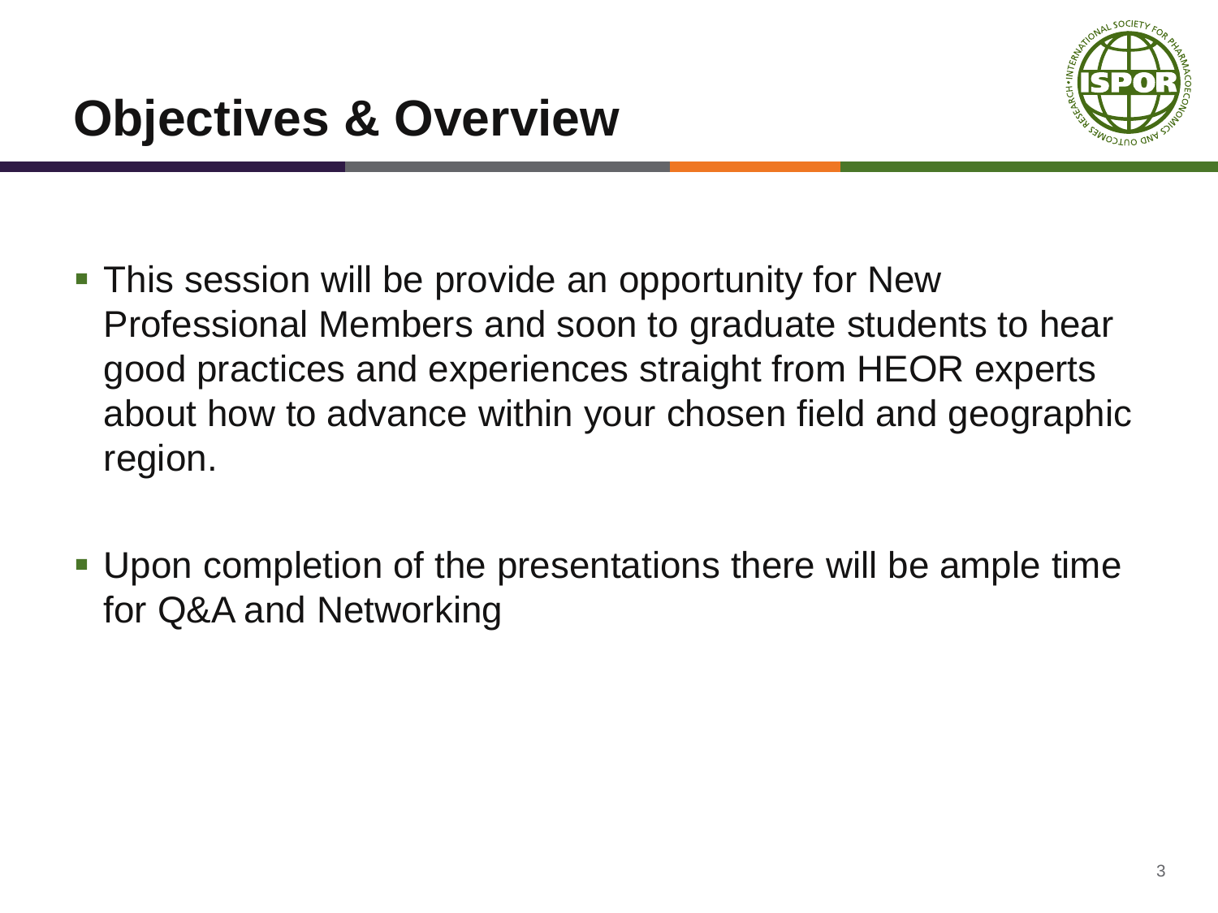# Objectives & Overview

- This session will be provide an opportunity for New Professional Members and soon to graduate students to hear good practices and experiences straight from HEOR experts about how to advance within your chosen field and geographic region.

- Upon completion of the presentations there will be ample time for Q&A and Networking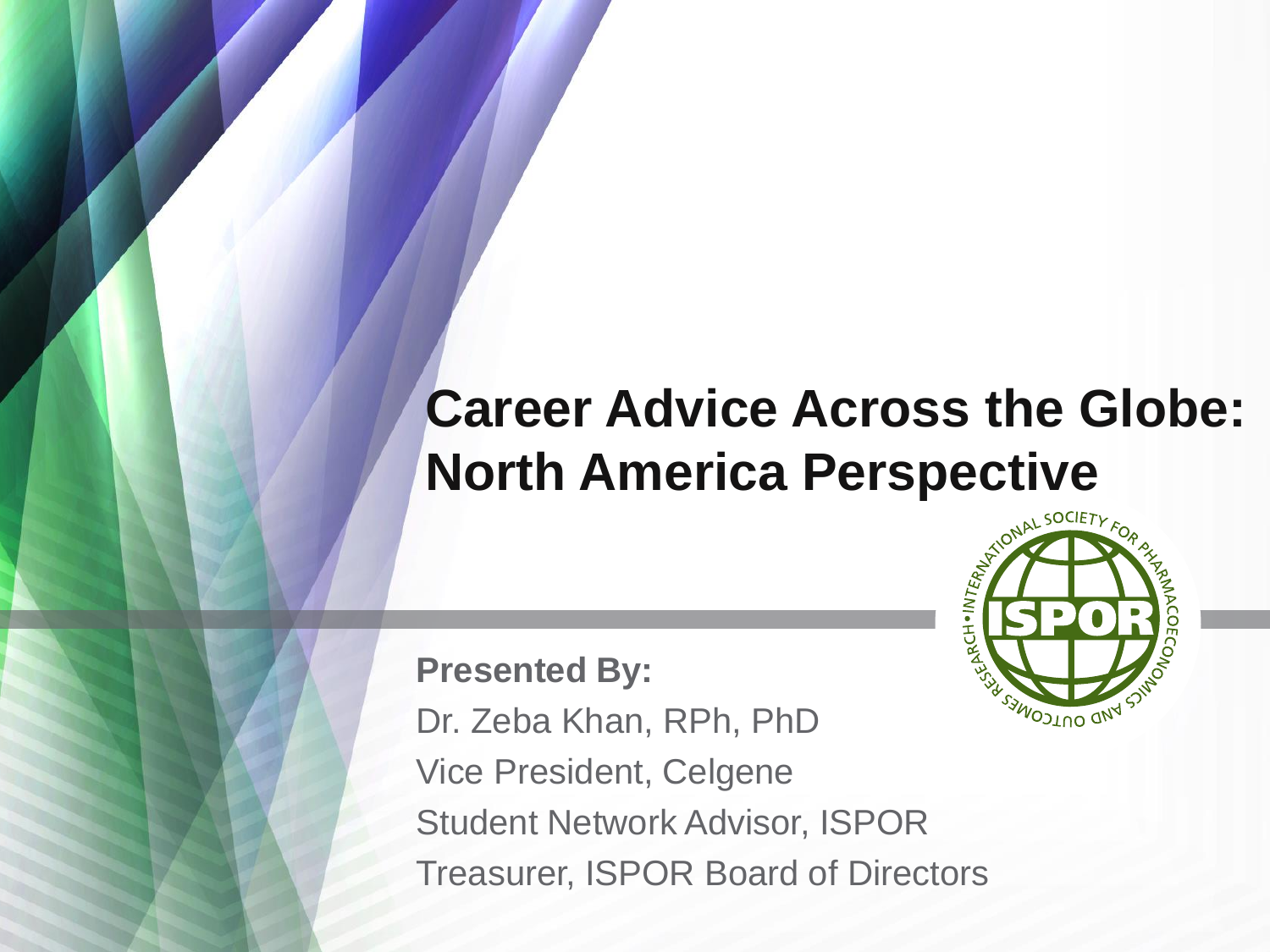# Career Advice Across the Globe: North America Perspective

**Presented By:**

Dr. Zeba Khan, RPh, PhD

Vice President, Celgene

Student Network Advisor, ISPOR

Treasurer, ISPOR Board of Directors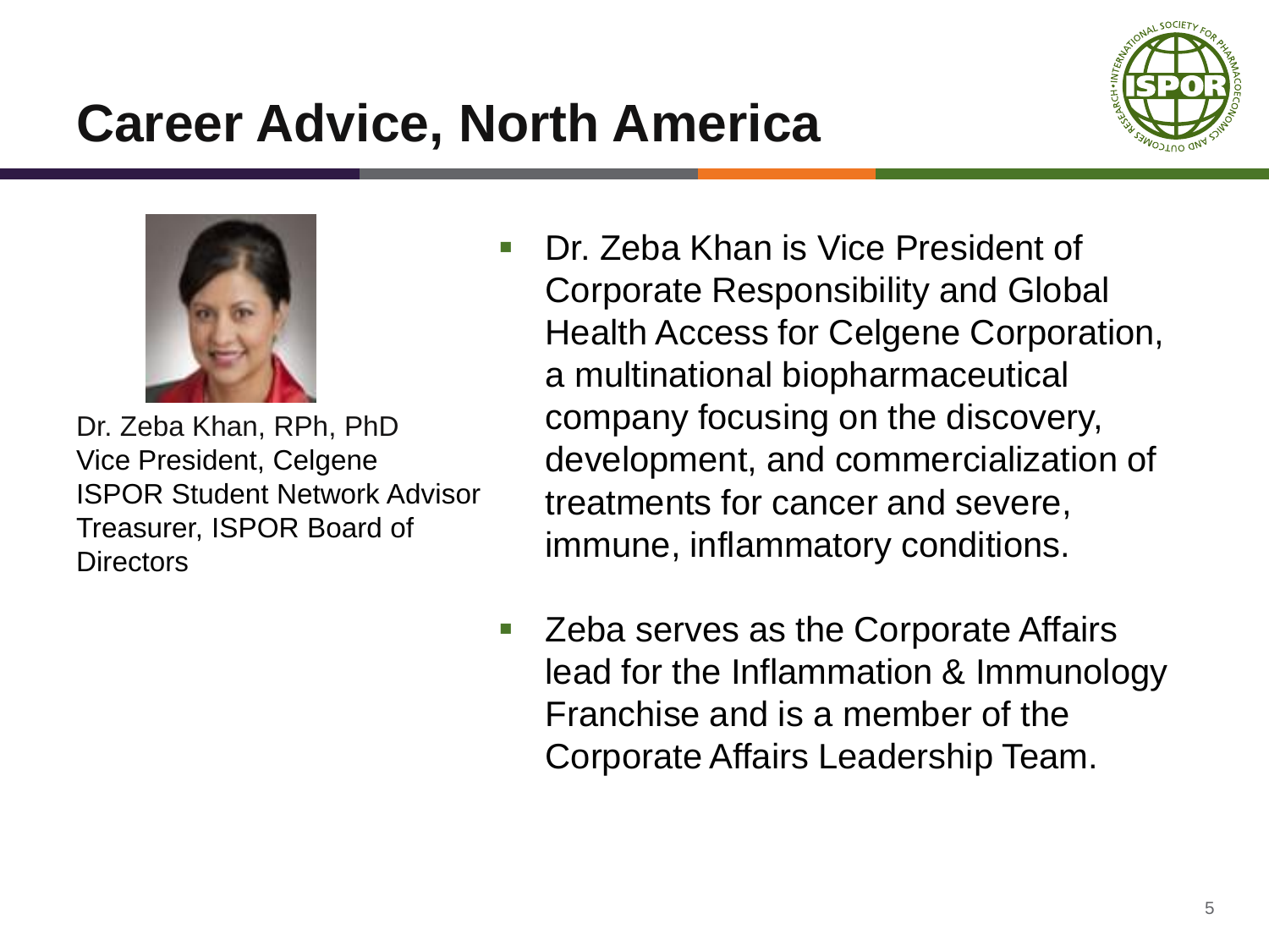# Career Advice, North America

Dr. Zeba Khan, RPh, PhD
Vice President, Celgene
ISPOR Student Network Advisor
Treasurer, ISPOR Board of Directors

- Dr. Zeba Khan is Vice President of Corporate Responsibility and Global Health Access for Celgene Corporation, a multinational biopharmaceutical company focusing on the discovery, development, and commercialization of treatments for cancer and severe, immune, inflammatory conditions.
- Zeba serves as the Corporate Affairs lead for the Inflammation & Immunology Franchise and is a member of the Corporate Affairs Leadership Team.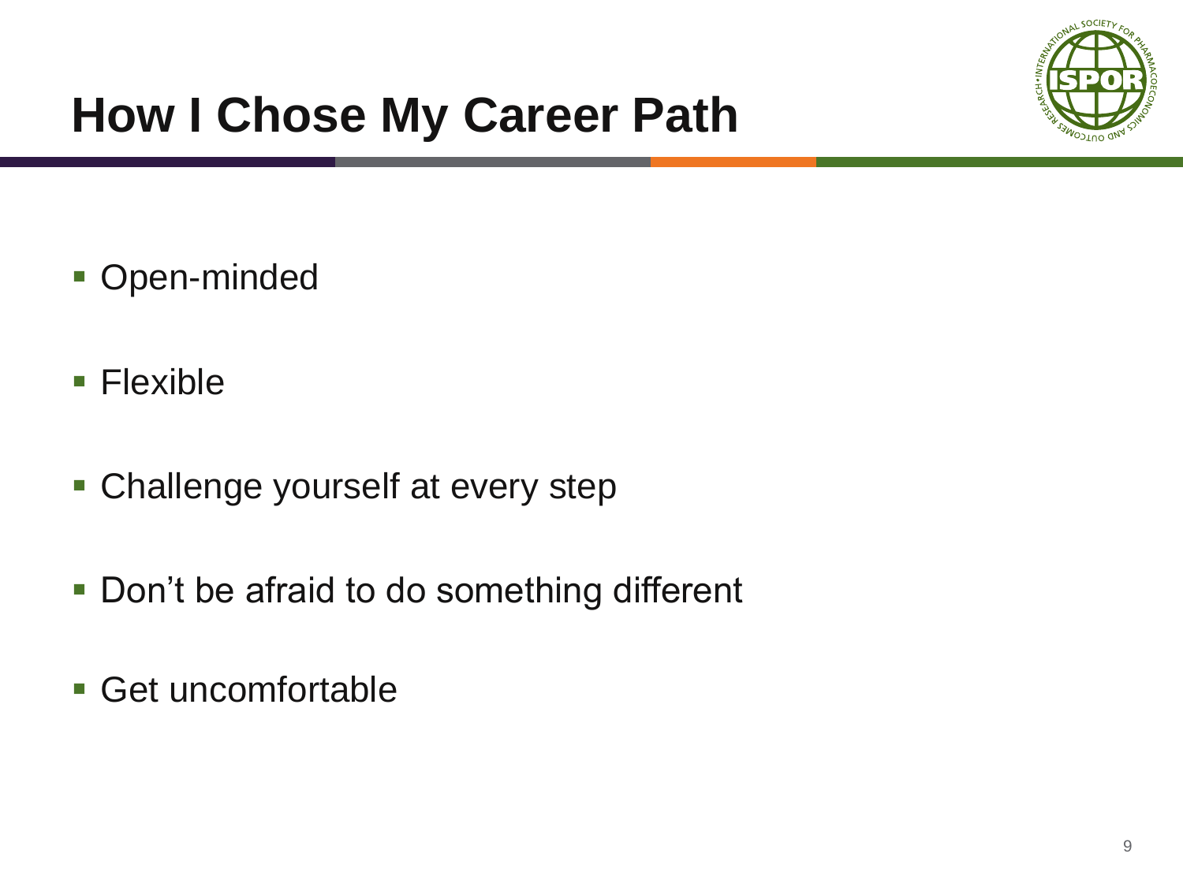# How I Choose My Career Path

- Open-minded
- Flexible
- Challenge yourself at every step
- Don't be afraid to do something different
- Get uncomfortable

# How I Chose My Career Path

- Open-minded
- Flexible
- Challenge yourself at every step
- Don't be afraid to do something different
- Get uncomfortable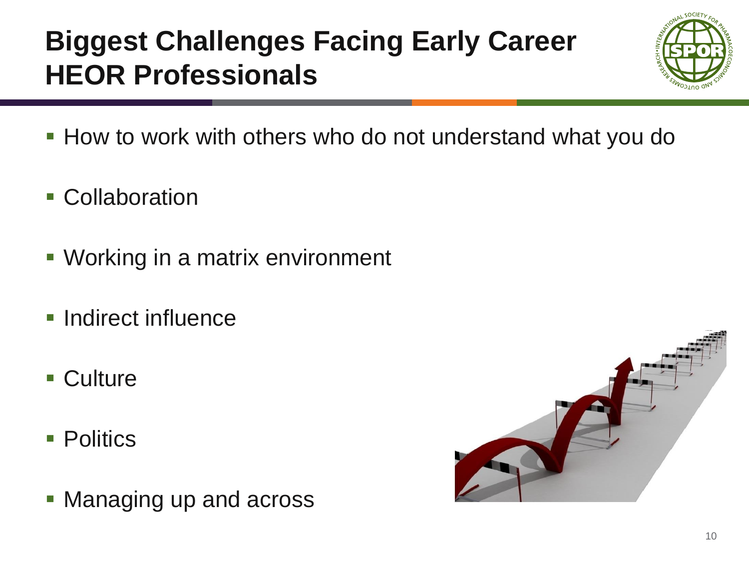# Biggest Challenges Facing Early Career HEOR Professionals

- How to work with others who do not understand what you do
- Collaboration
- Working in a matrix environment
- Indirect influence
- Culture
- Politics
- Managing up and across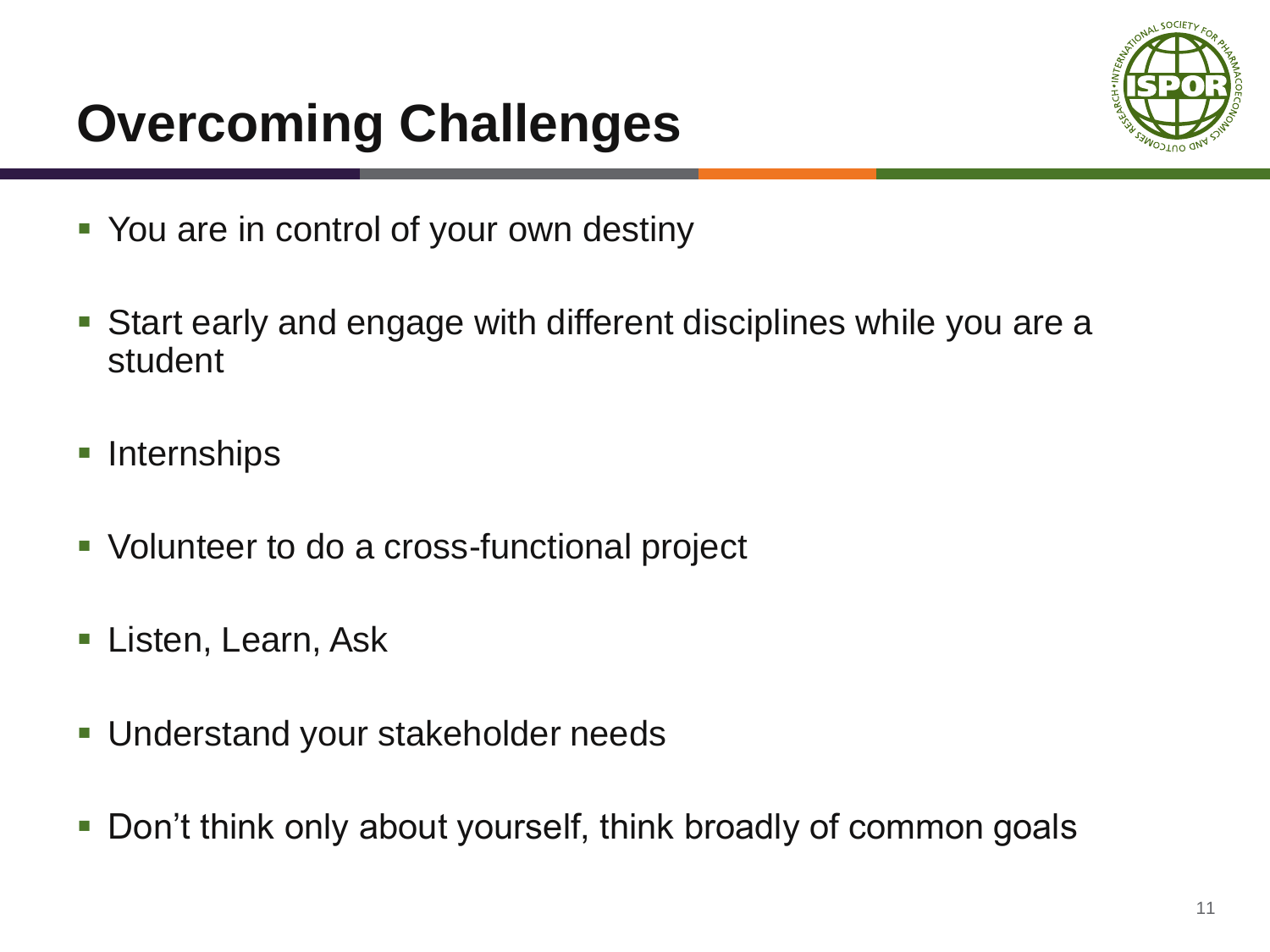# Overcoming Challenges

- You are in control of your own destiny
- Start early and engage with different disciplines while you are a student
- Internships
- Volunteer to do a cross-functional project
- Listen, Learn, Ask
- Understand your stakeholder needs
- Don't think only about yourself, think broadly of common goals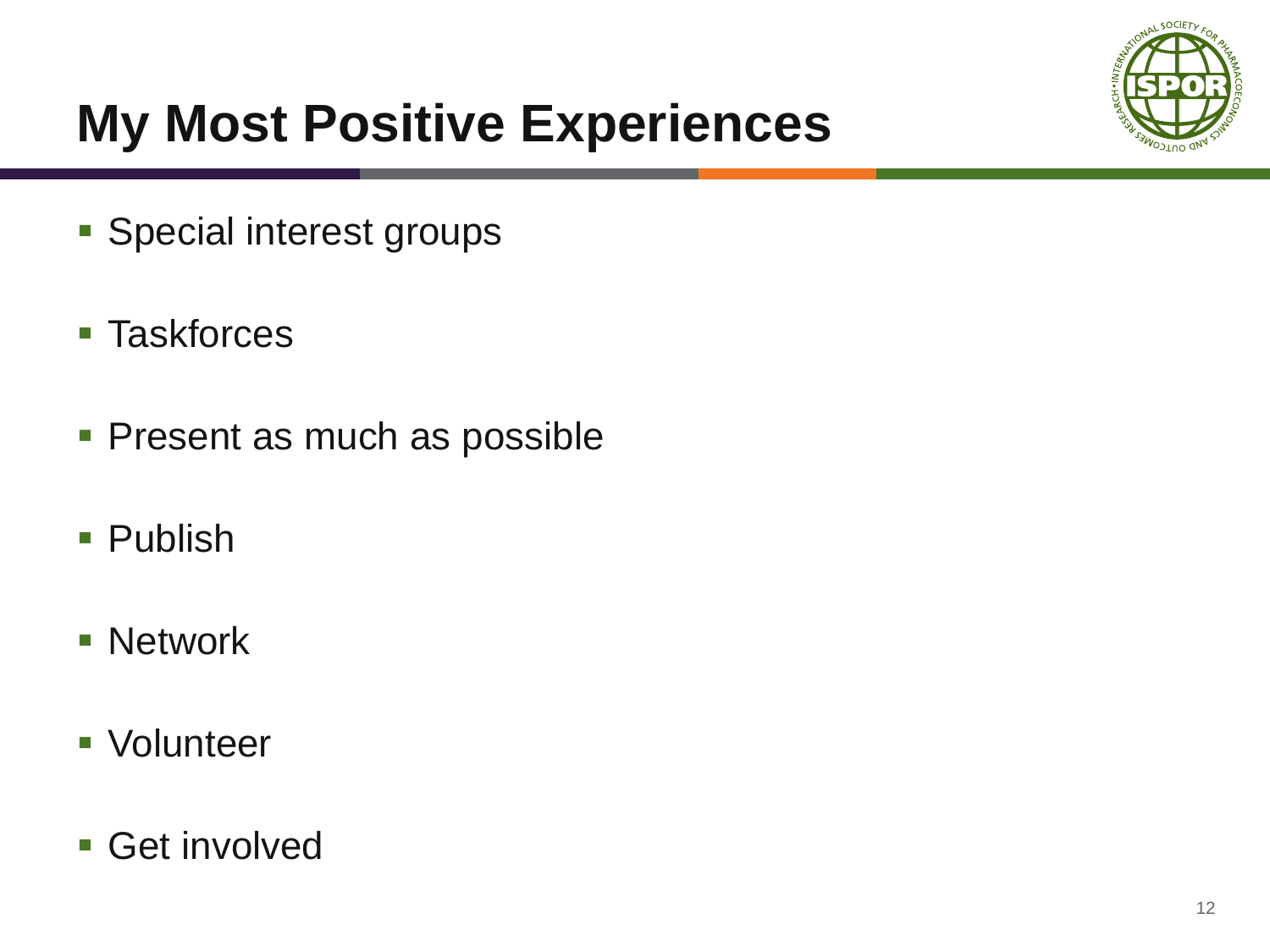# My Most Positive Experiences

- Special interest groups
- Taskforces
- Present as much as possible
- Publish
- Network
- Volunteer
- Get involved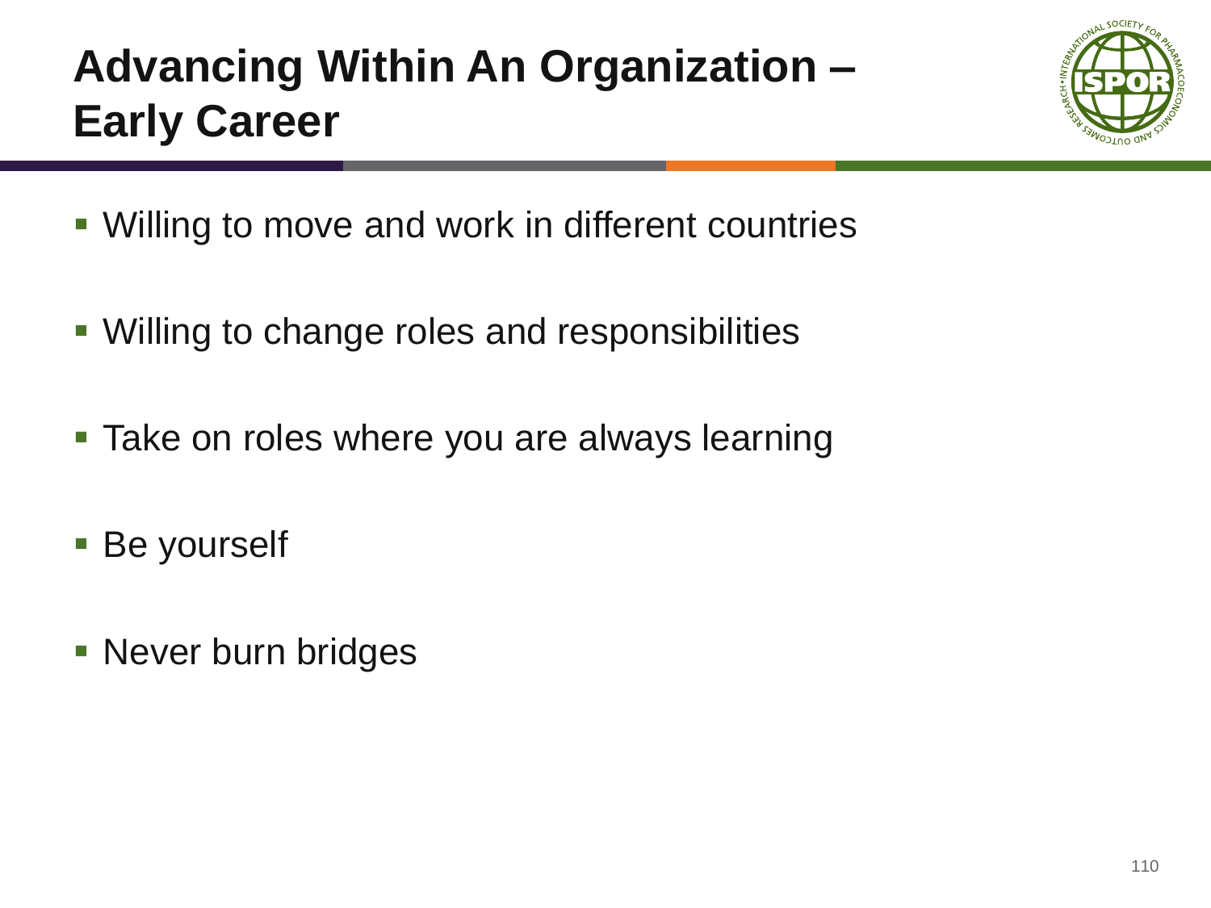# Advancing Within An Organization – Early Career

- Willing to move and work in different countries
- Willing to change roles and responsibilities
- Take on roles where you are always learning
- Be yourself
- Never burn bridges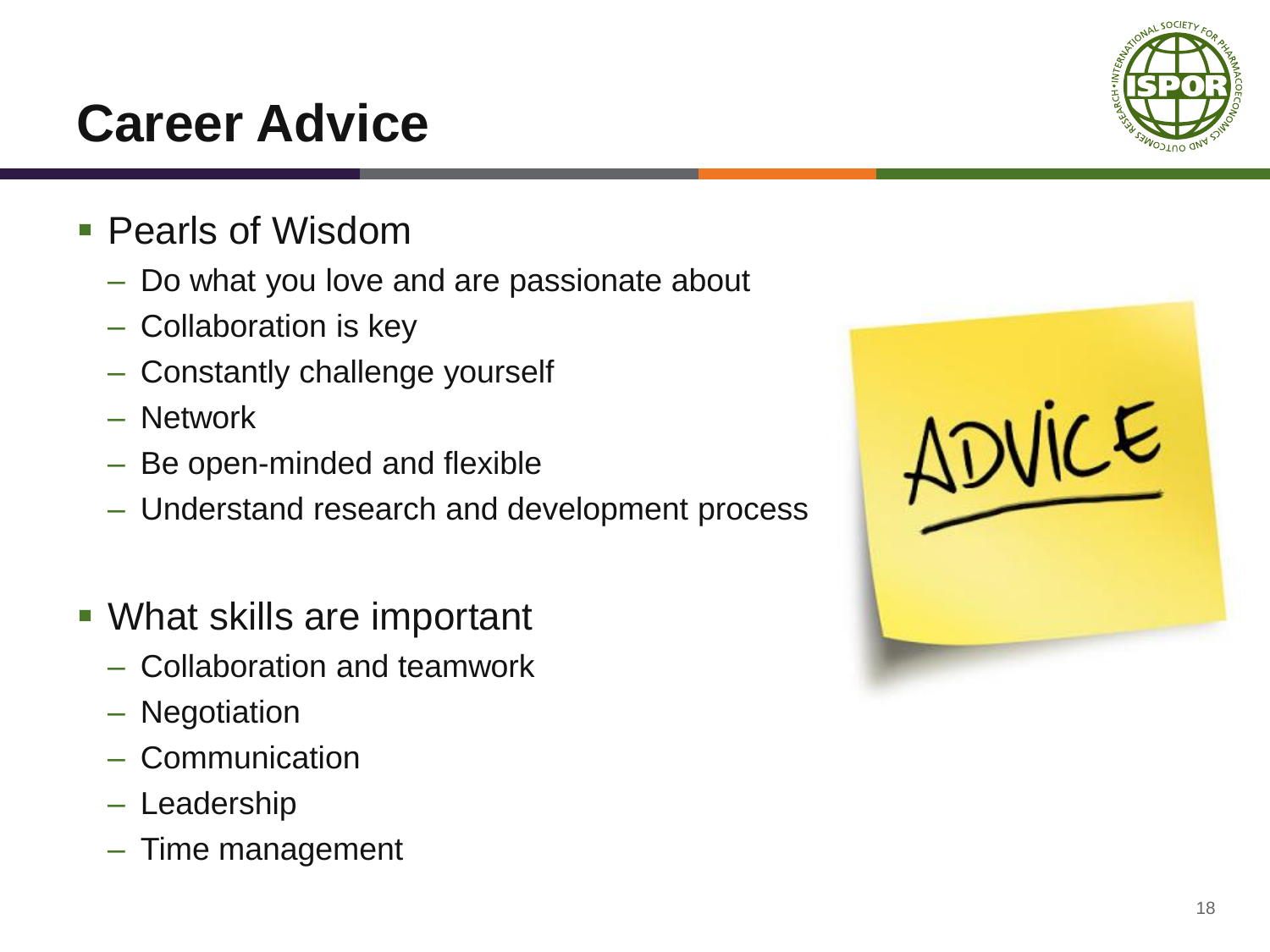# Career Advice

- Pearls of Wisdom
  - Do what you love and are passionate about
  - Collaboration is key
  - Constantly challenge yourself
  - Network
  - Be open-minded and flexible
  - Understand research and development process

- What skills are important
  - Collaboration and teamwork
  - Negotiation
  - Communication
  - Leadership
  - Time management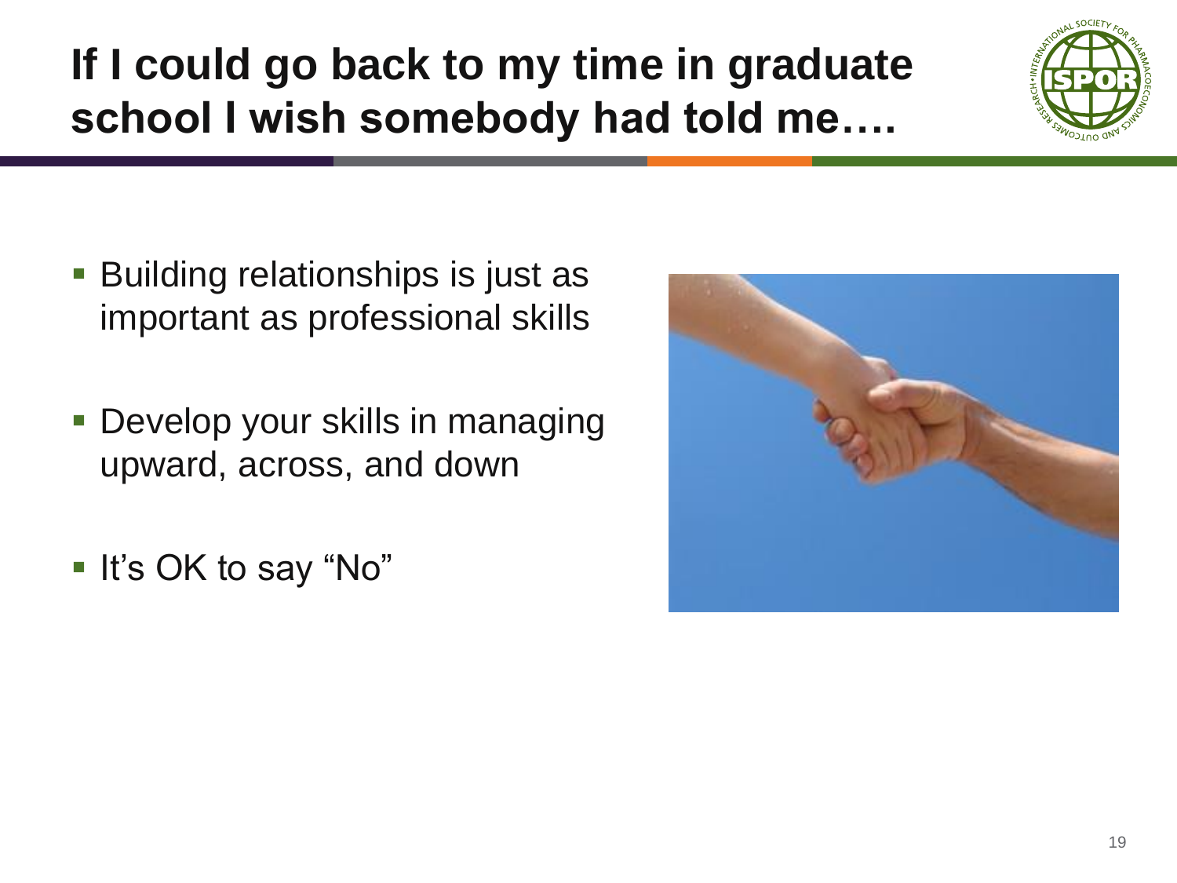# If I could go back to my time in graduate school I wish somebody had told me….

- Building relationships is just as important as professional skills
- Develop your skills in managing upward, across, and down
- It's OK to say "No"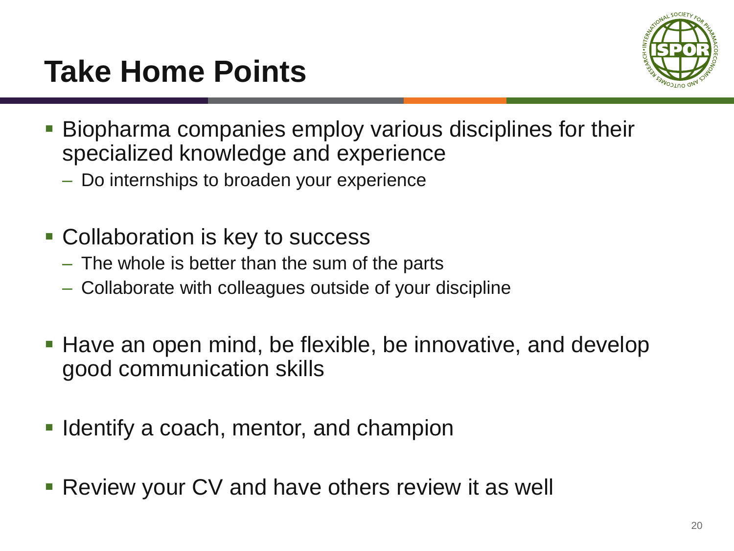# Take Home Points

- Biopharma companies employ various disciplines for their specialized knowledge and experience
  - Do internships to broaden your experience
- Collaboration is key to success
  - The whole is better than the sum of the parts
  - Collaborate with colleagues outside of your discipline
- Have an open mind, be flexible, be innovative, and develop good communication skills
- Identify a coach, mentor, and champion
- Review your CV and have others review it as well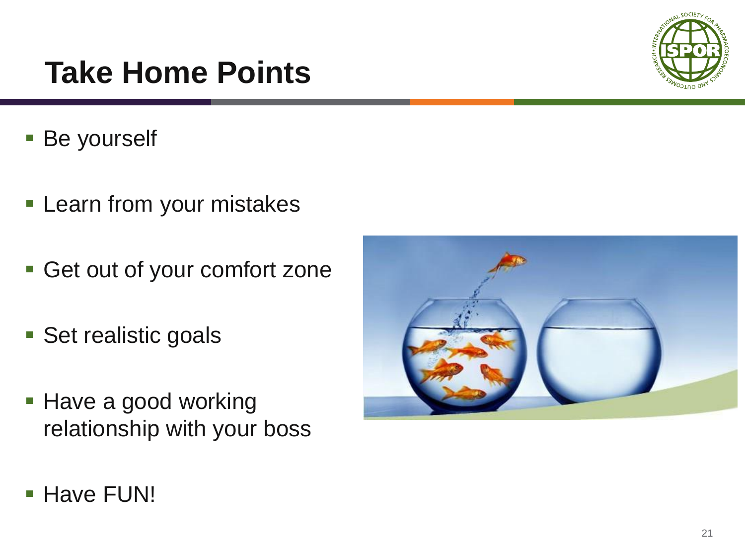# Take Home Points

- Be yourself
- Learn from your mistakes
- Get out of your comfort zone
- Set realistic goals
- Have a good working relationship with your boss
- Have FUN!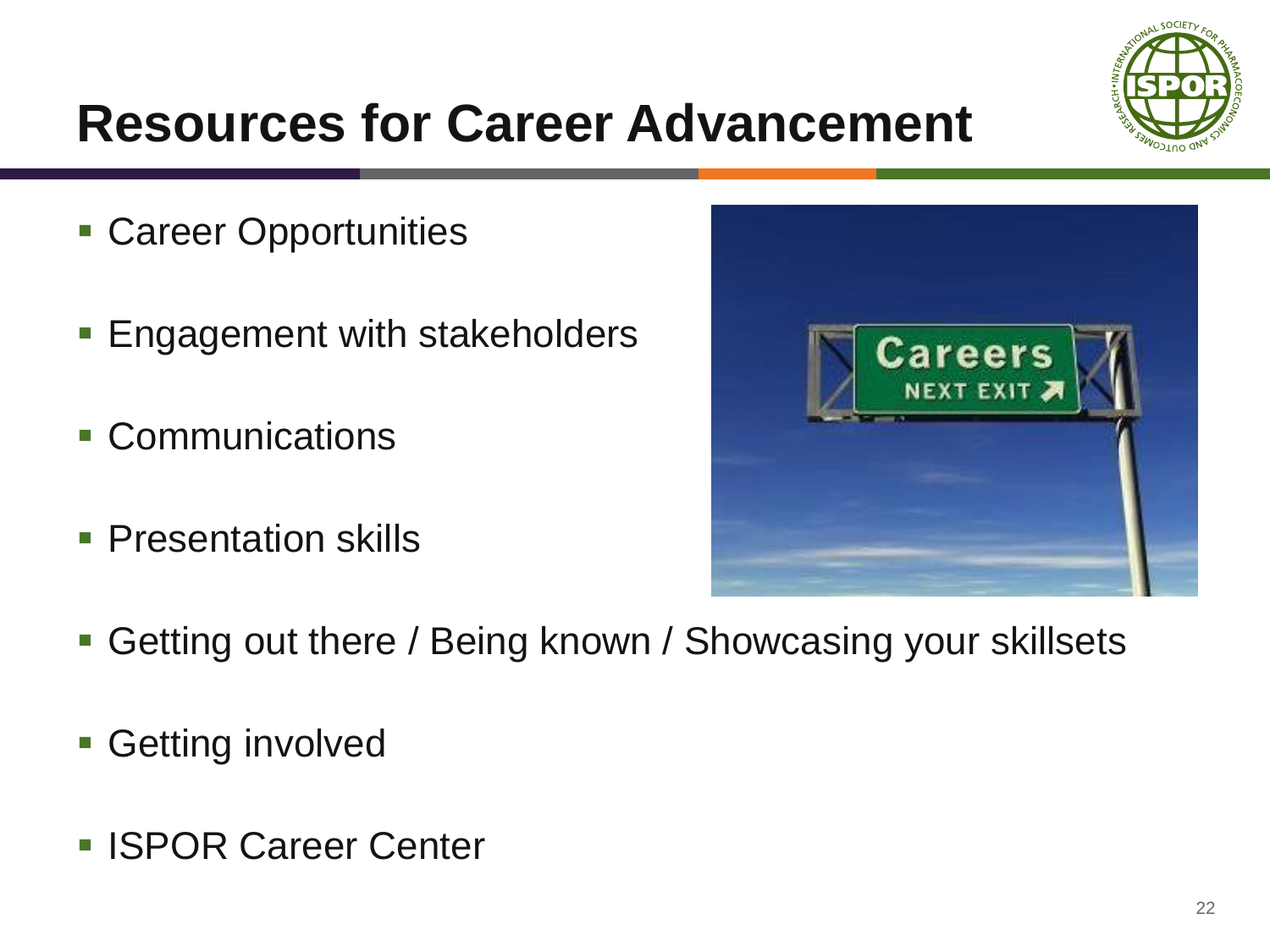# Resources for Career Advancement

- Career Opportunities
- Engagement with stakeholders
- Communications
- Presentation skills
- Getting out there / Being known / Showcasing your skillsets
- Getting involved
- ISPOR Career Center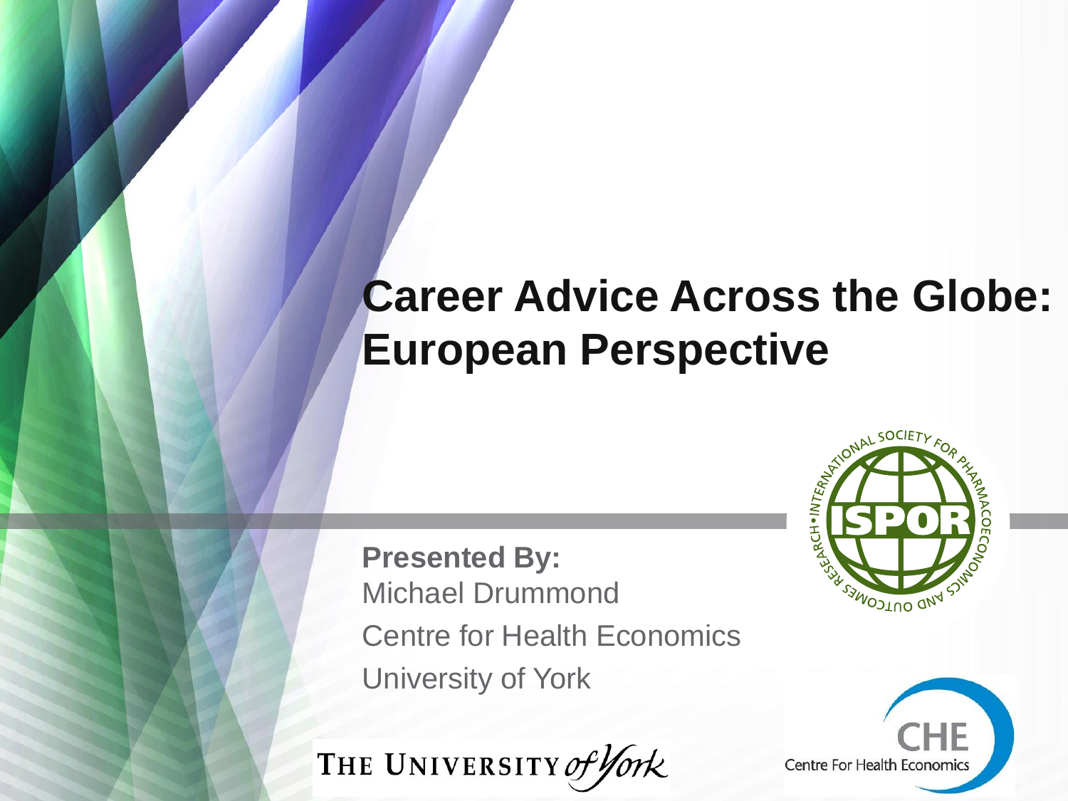# Career Advice Across the Globe: European Perspective

**Presented By:**
Michael Drummond
Centre for Health Economics
University of York

THE UNIVERSITY *of York*

INTERNATIONAL SOCIETY FOR PHARMACOECONOMICS AND OUTCOMES RESEARCH • ISPOR

CHE
Centre For Health Economics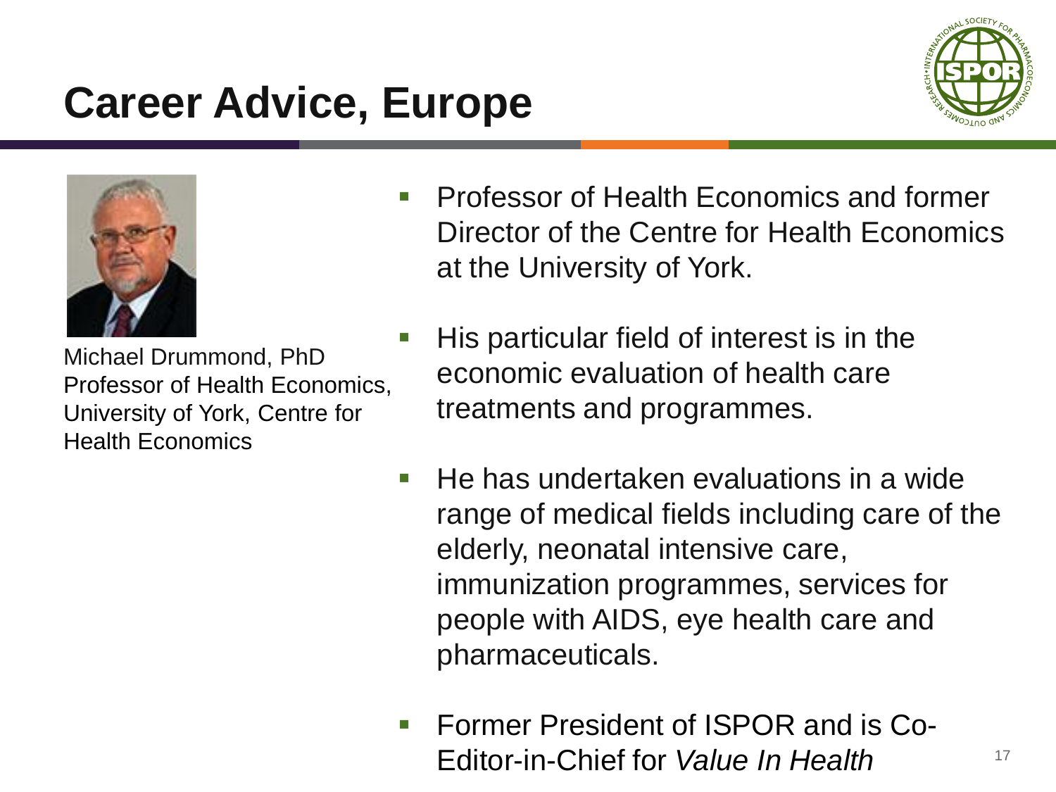# Career Advice, Europe

Michael Drummond, PhD
Professor of Health Economics, University of York, Centre for Health Economics

- Professor of Health Economics and former Director of the Centre for Health Economics at the University of York.
- His particular field of interest is in the economic evaluation of health care treatments and programmes.
- He has undertaken evaluations in a wide range of medical fields including care of the elderly, neonatal intensive care, immunization programmes, services for people with AIDS, eye health care and pharmaceuticals.
- Former President of ISPOR and is Co-Editor-in-Chief for *Value In Health*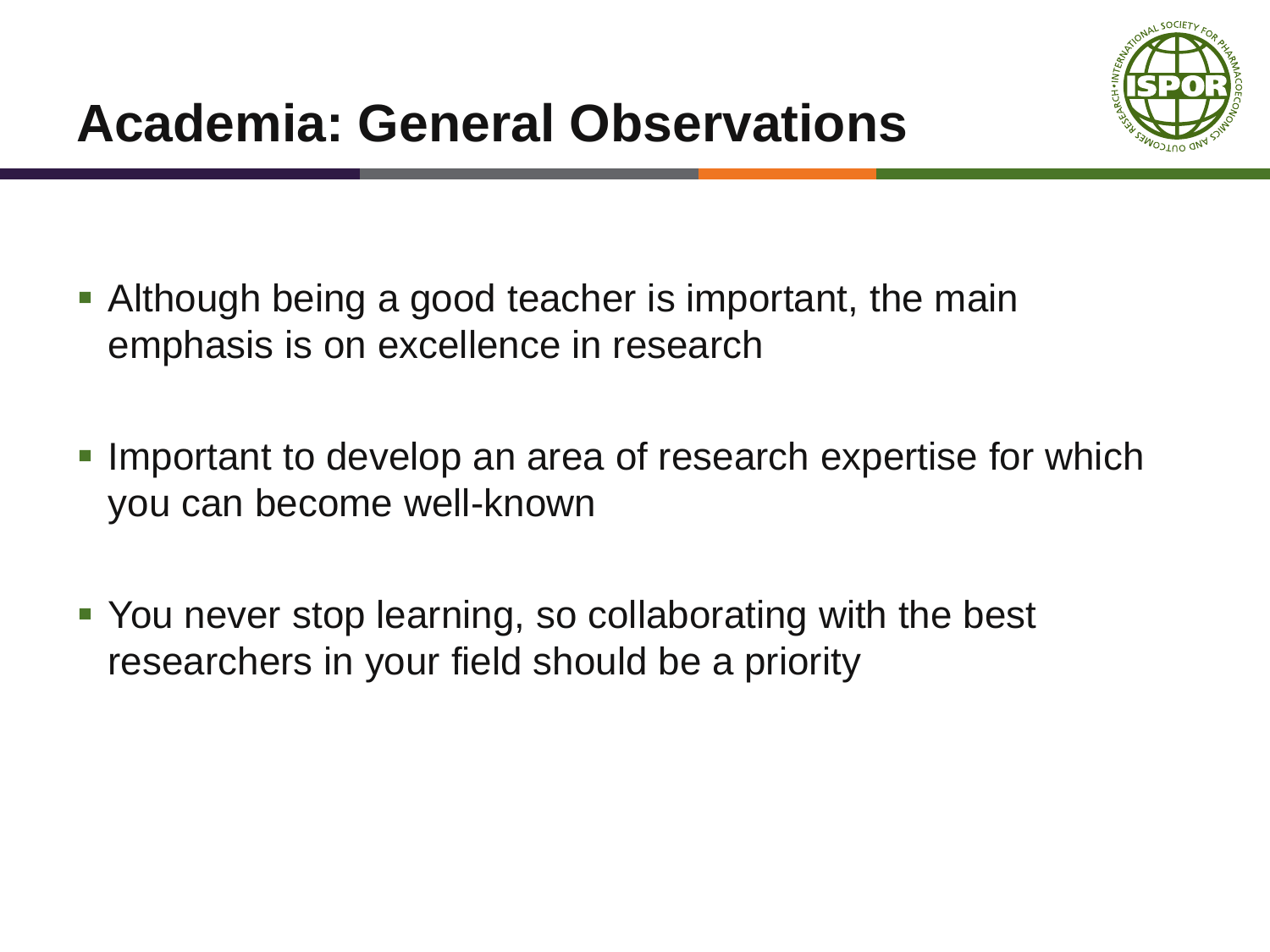# Academia: General Observations

- Although being a good teacher is important, the main emphasis is on excellence in research
- Important to develop an area of research expertise for which you can become well-known
- You never stop learning, so collaborating with the best researchers in your field should be a priority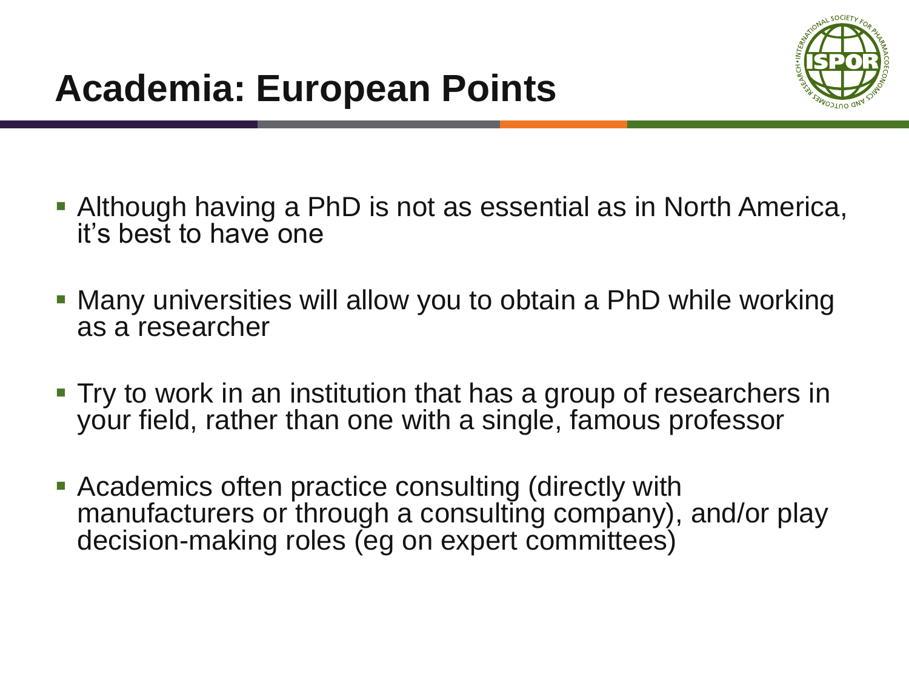# Academia: European Points

- Although having a PhD is not as essential as in North America, it's best to have one
- Many universities will allow you to obtain a PhD while working as a researcher
- Try to work in an institution that has a group of researchers in your field, rather than one with a single, famous professor
- Academics often practice consulting (directly with manufacturers or through a consulting company), and/or play decision-making roles (eg on expert committees)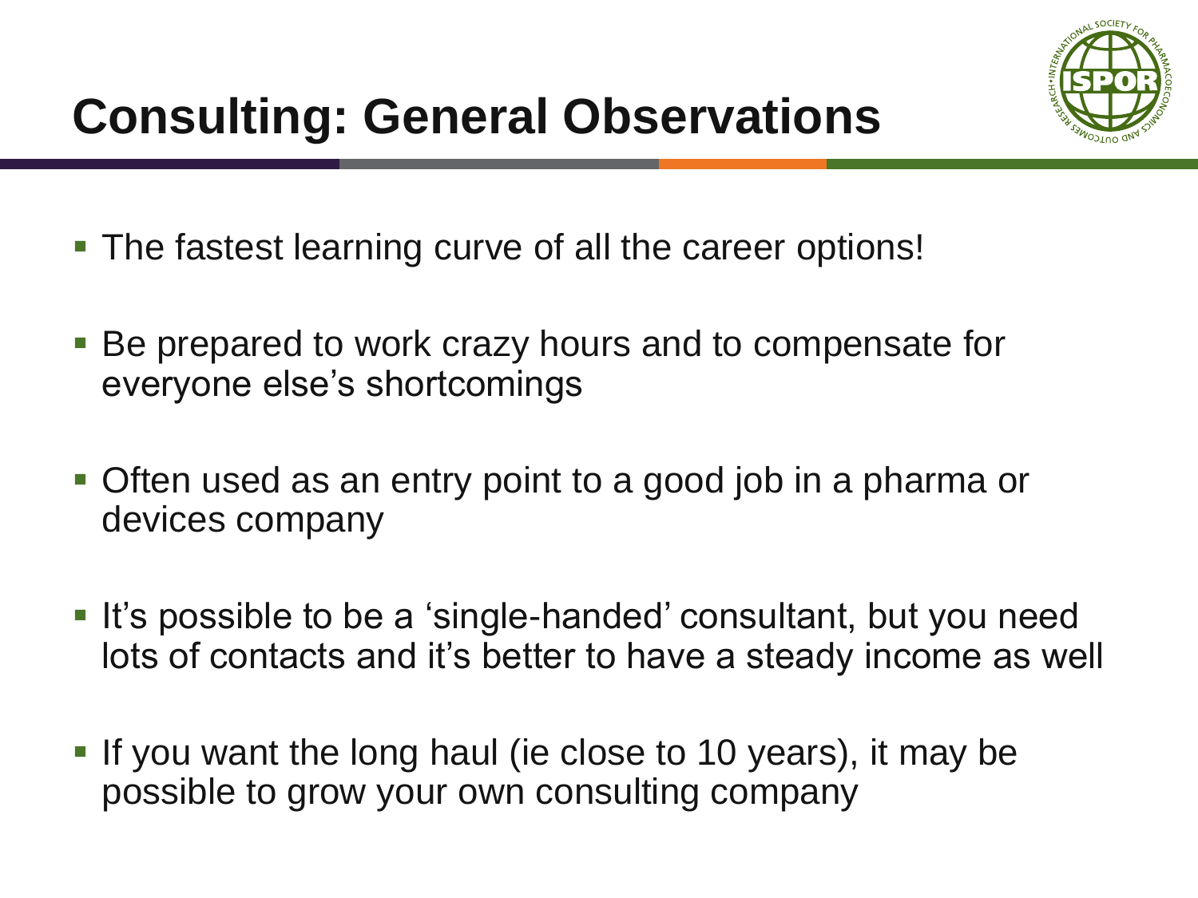# Consulting: General Observations

- The fastest learning curve of all the career options!
- Be prepared to work crazy hours and to compensate for everyone else's shortcomings
- Often used as an entry point to a good job in a pharma or devices company
- It's possible to be a 'single-handed' consultant, but you need lots of contacts and it's better to have a steady income as well
- If you want the long haul (ie close to 10 years), it may be possible to grow your own consulting company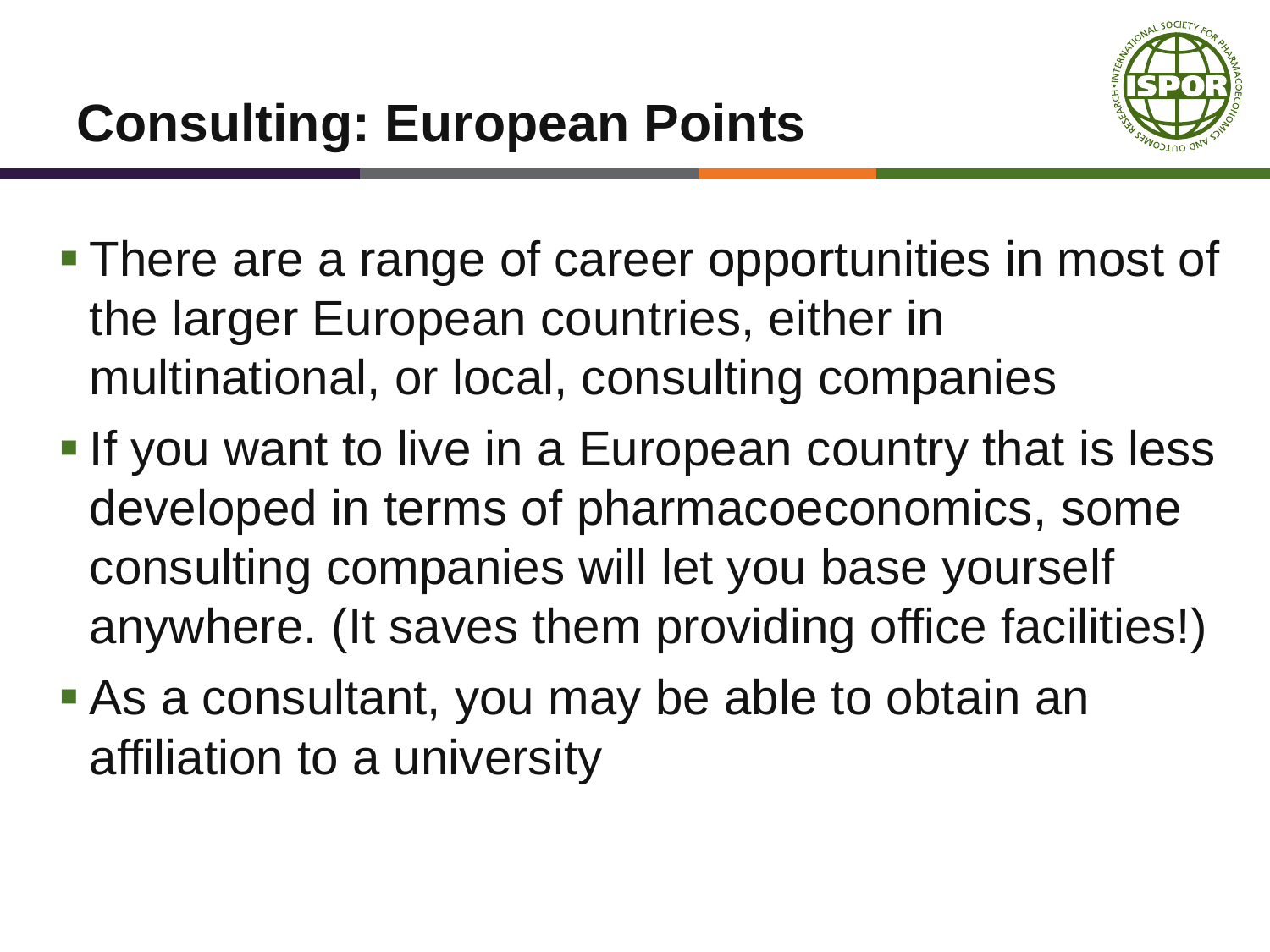# Consulting: European Points

- There are a range of career opportunities in most of the larger European countries, either in multinational, or local, consulting companies
- If you want to live in a European country that is less developed in terms of pharmacoeconomics, some consulting companies will let you base yourself anywhere. (It saves them providing office facilities!)
- As a consultant, you may be able to obtain an affiliation to a university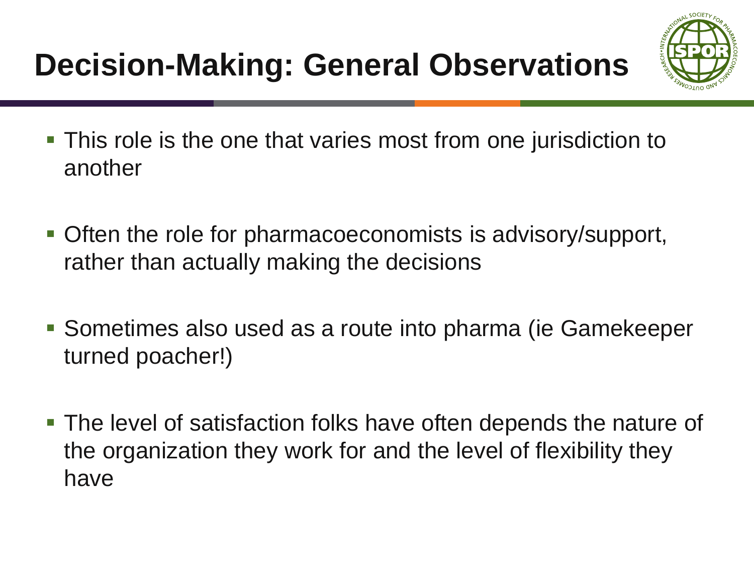# Decision-Making: General Observations

- This role is the one that varies most from one jurisdiction to another
- Often the role for pharmacoeconomists is advisory/support, rather than actually making the decisions
- Sometimes also used as a route into pharma (ie Gamekeeper turned poacher!)
- The level of satisfaction folks have often depends the nature of the organization they work for and the level of flexibility they have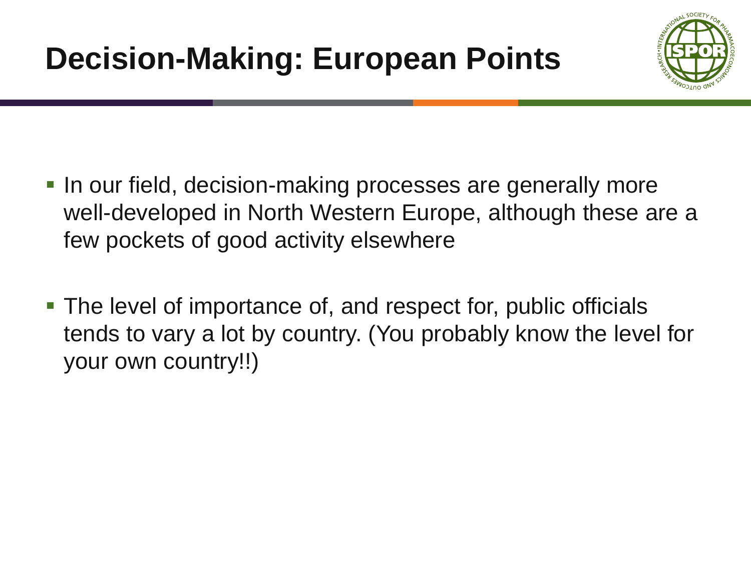# Decision-Making: European Points

- In our field, decision-making processes are generally more well-developed in North Western Europe, although these are a few pockets of good activity elsewhere
- The level of importance of, and respect for, public officials tends to vary a lot by country. (You probably know the level for your own country!!)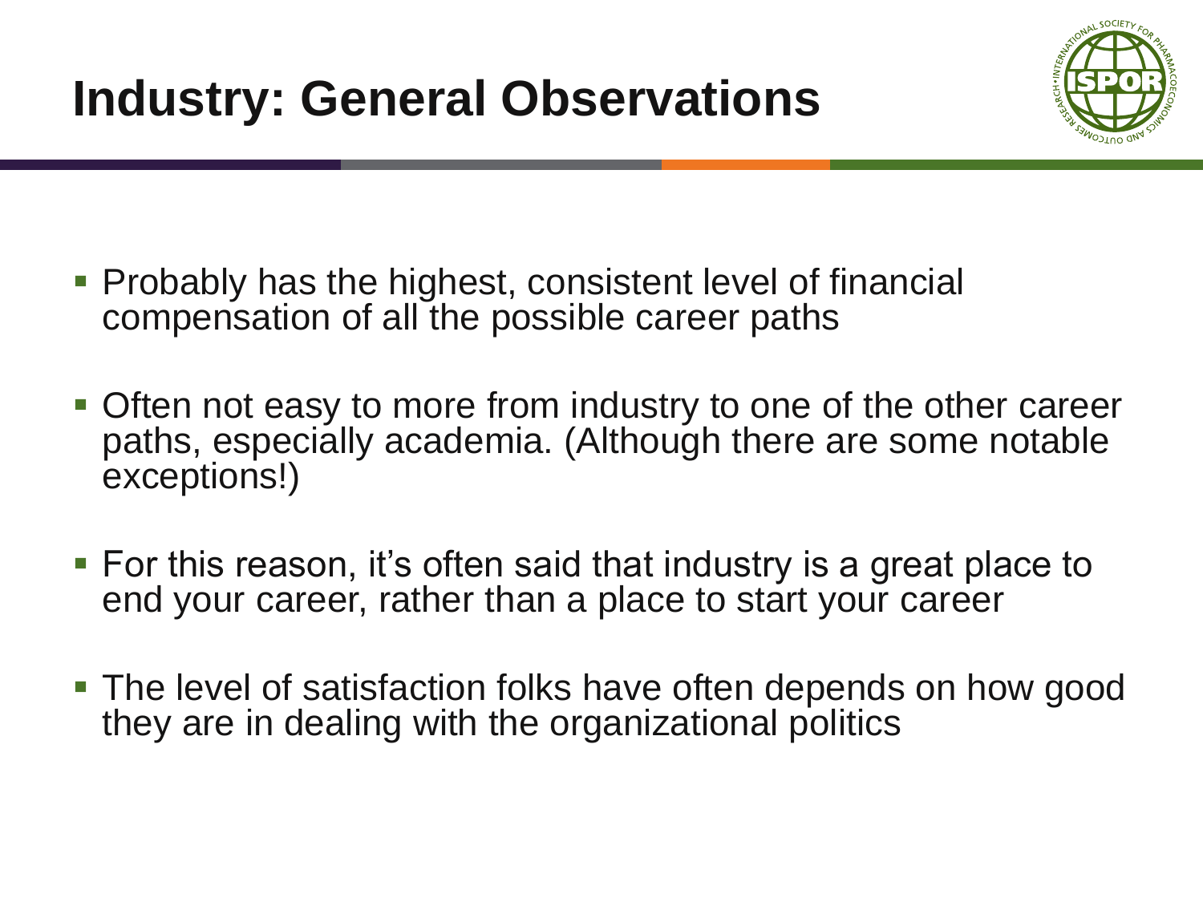# Industry: General Observations

- Probably has the highest, consistent level of financial compensation of all the possible career paths
- Often not easy to more from industry to one of the other career paths, especially academia. (Although there are some notable exceptions!)
- For this reason, it's often said that industry is a great place to end your career, rather than a place to start your career
- The level of satisfaction folks have often depends on how good they are in dealing with the organizational politics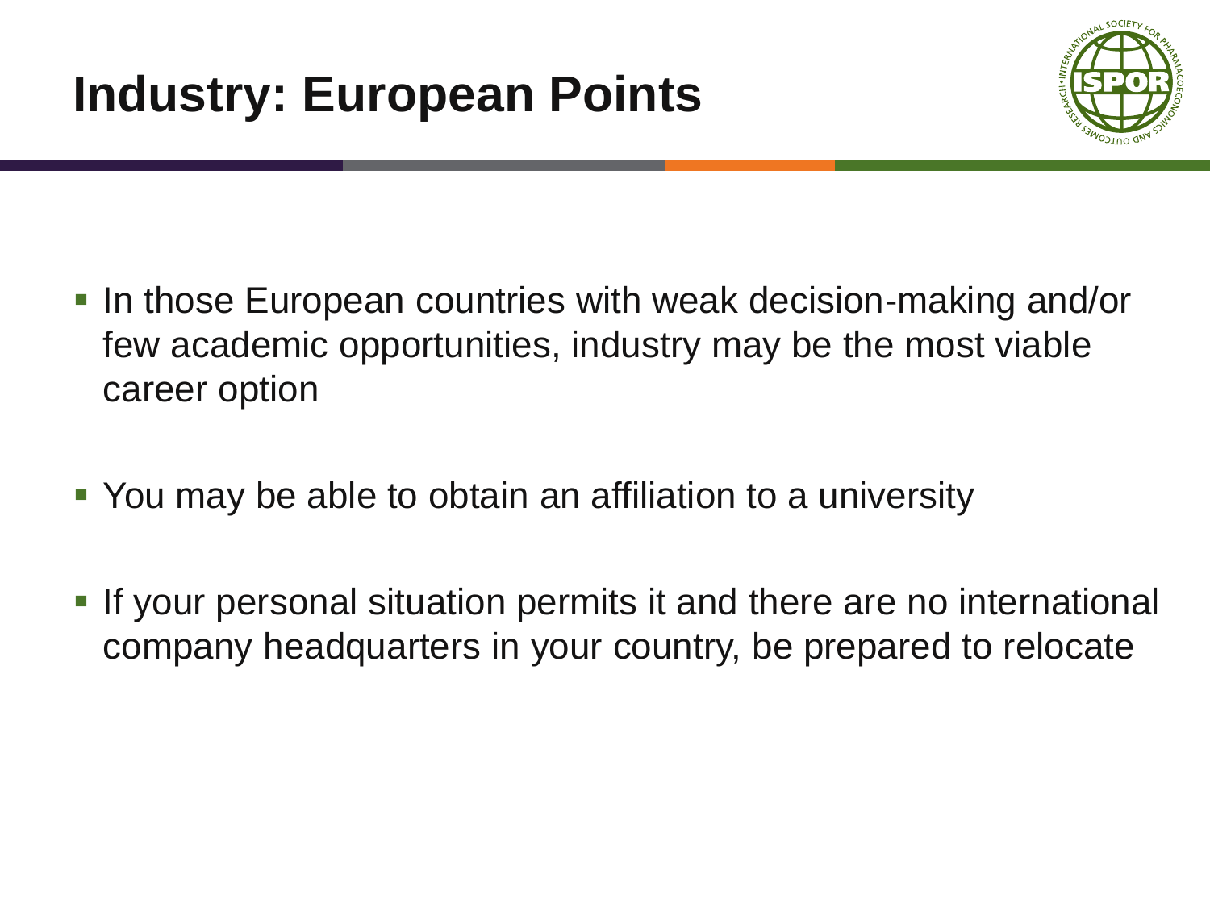# Industry: European Points

- In those European countries with weak decision-making and/or few academic opportunities, industry may be the most viable career option
- You may be able to obtain an affiliation to a university
- If your personal situation permits it and there are no international company headquarters in your country, be prepared to relocate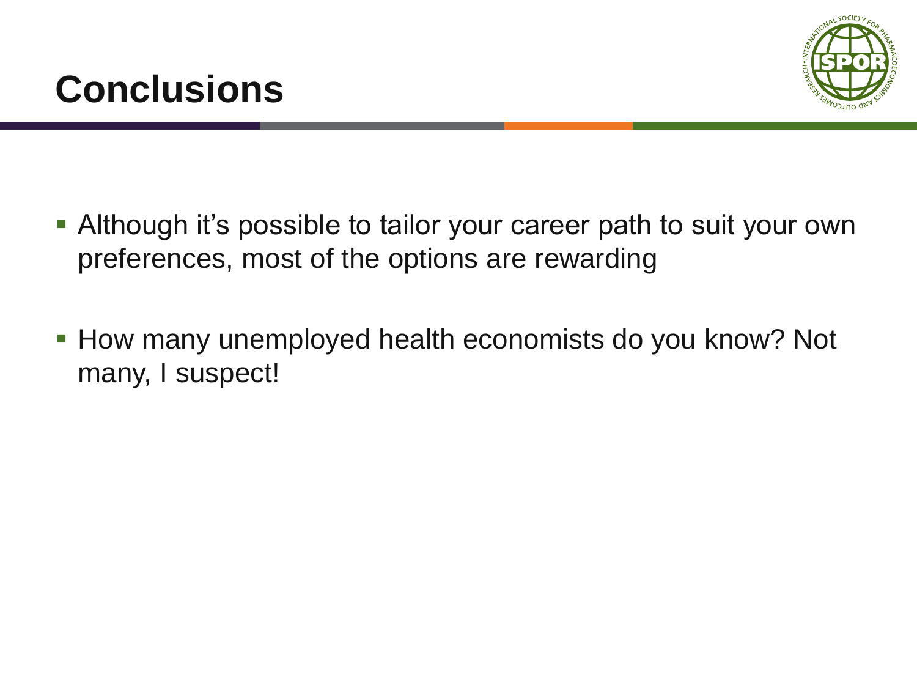# Conclusions

- Although it's possible to tailor your career path to suit your own preferences, most of the options are rewarding
- How many unemployed health economists do you know? Not many, I suspect!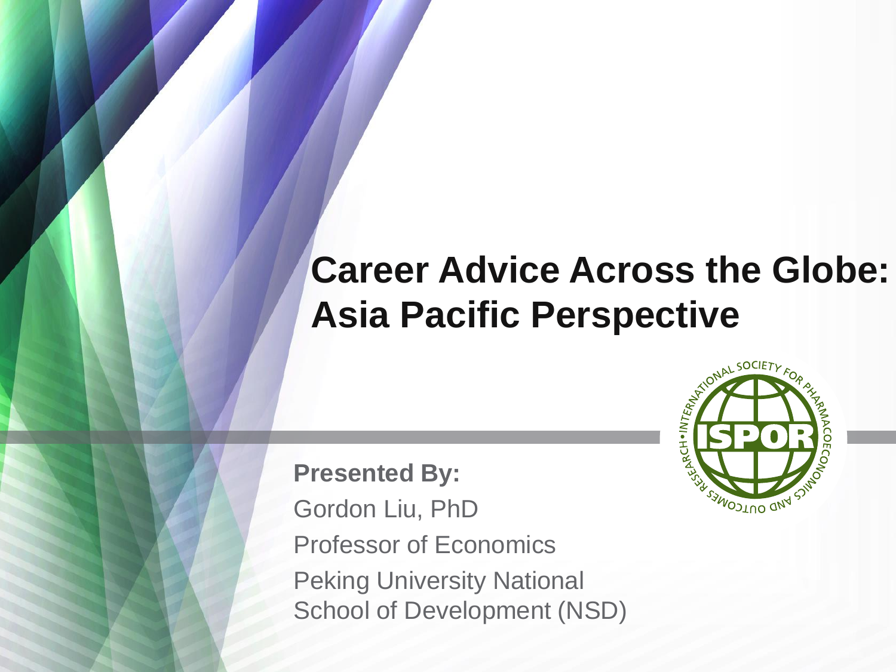# Career Advice Across the Globe: Asia Pacific Perspective

**Presented By:**

Gordon Liu, PhD

Professor of Economics

Peking University National School of Development (NSD)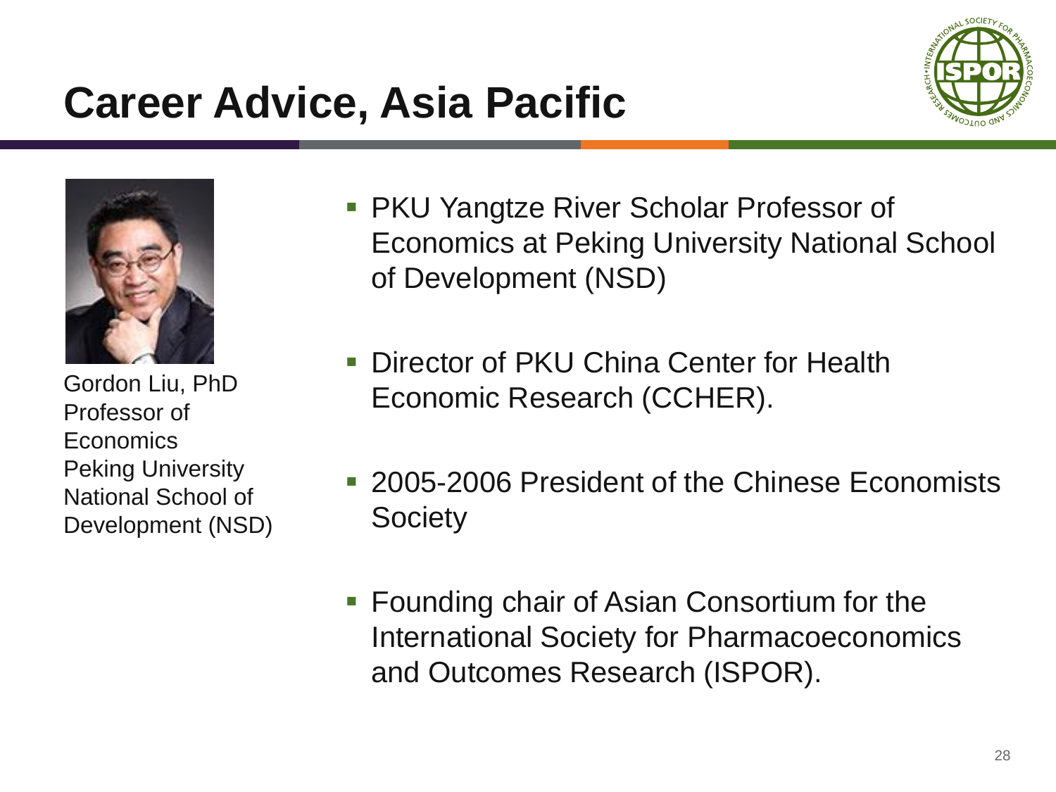# Career Advice, Asia Pacific

Gordon Liu, PhD
Professor of Economics
Peking University National School of Development (NSD)

- PKU Yangtze River Scholar Professor of Economics at Peking University National School of Development (NSD)
- Director of PKU China Center for Health Economic Research (CCHER).
- 2005-2006 President of the Chinese Economists Society
- Founding chair of Asian Consortium for the International Society for Pharmacoeconomics and Outcomes Research (ISPOR).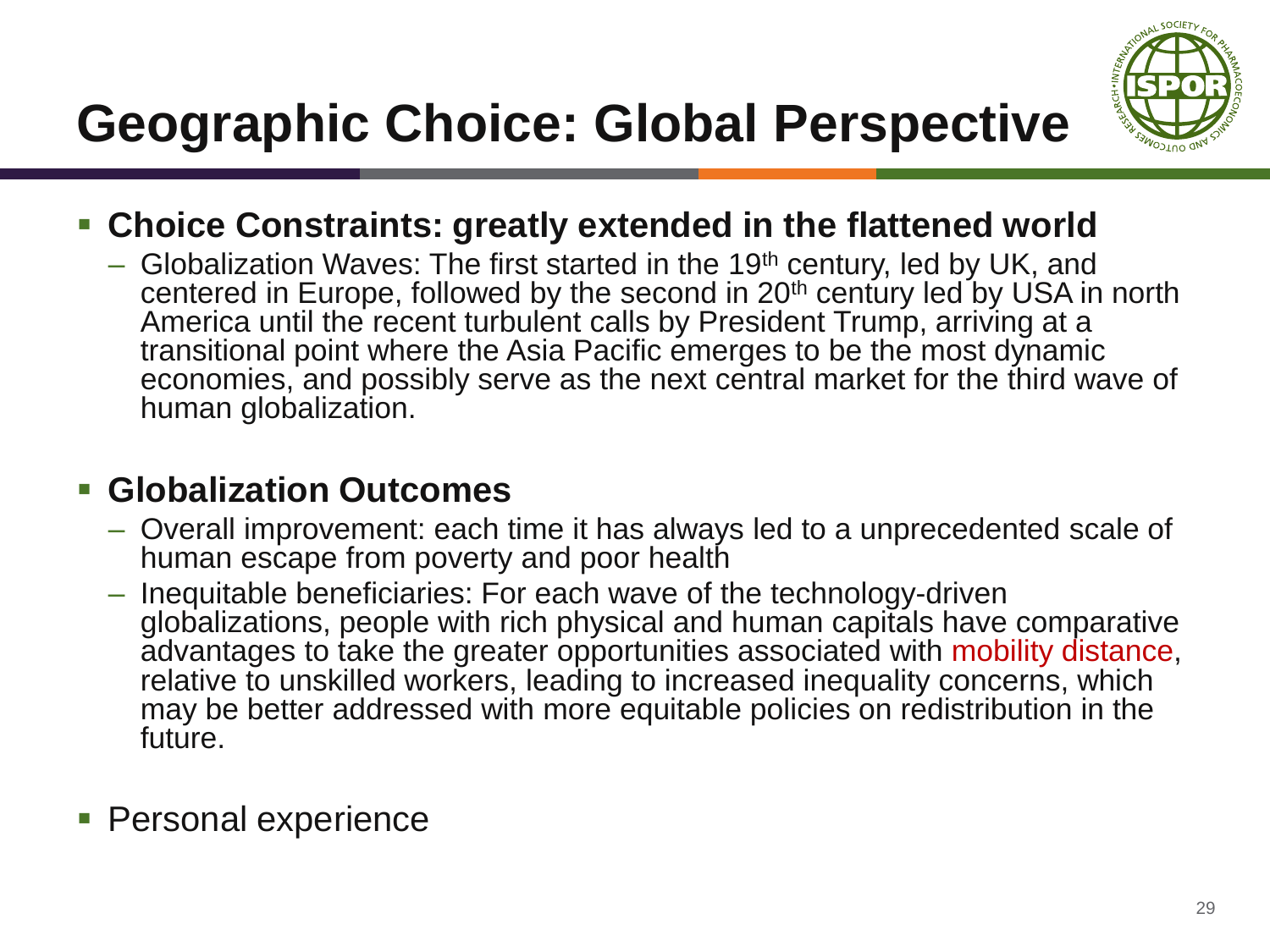# Geographic Choice: Global Perspective

- **Choice Constraints: greatly extended in the flattened world**
  - Globalization Waves: The first started in the 19th century, led by UK, and centered in Europe, followed by the second in 20th century led by USA in north America until the recent turbulent calls by President Trump, arriving at a transitional point where the Asia Pacific emerges to be the most dynamic economies, and possibly serve as the next central market for the third wave of human globalization.

- **Globalization Outcomes**
  - Overall improvement: each time it has always led to a unprecedented scale of human escape from poverty and poor health
  - Inequitable beneficiaries: For each wave of the technology-driven globalizations, people with rich physical and human capitals have comparative advantages to take the greater opportunities associated with mobility distance, relative to unskilled workers, leading to increased inequality concerns, which may be better addressed with more equitable policies on redistribution in the future.

- Personal experience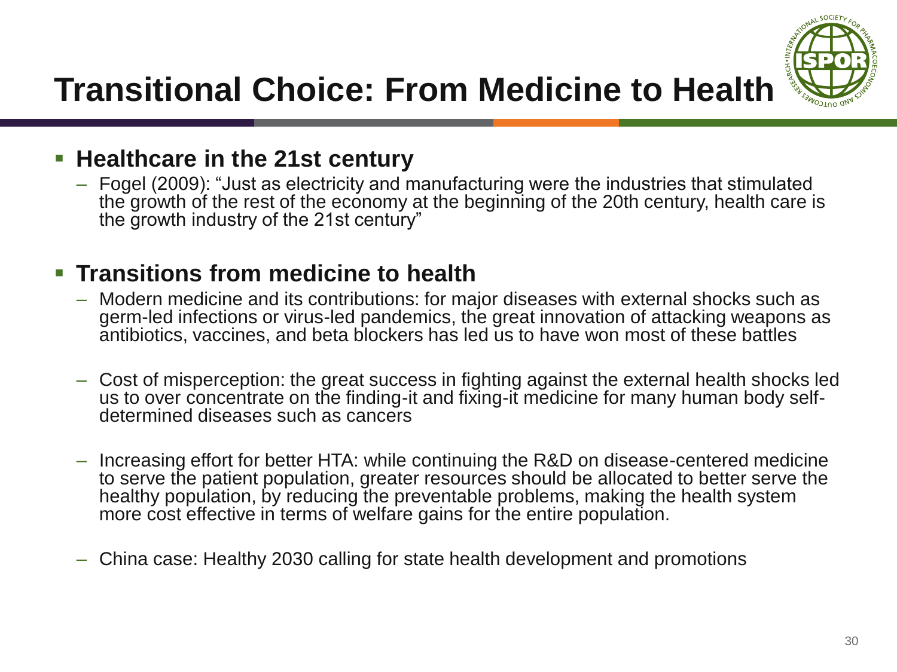# Transitional Choice: From Medicine to Health

- **Healthcare in the 21st century**
  - Fogel (2009): "Just as electricity and manufacturing were the industries that stimulated the growth of the rest of the economy at the beginning of the 20th century, health care is the growth industry of the 21st century"

- **Transitions from medicine to health**
  - Modern medicine and its contributions: for major diseases with external shocks such as germ-led infections or virus-led pandemics, the great innovation of attacking weapons as antibiotics, vaccines, and beta blockers has led us to have won most of these battles
  - Cost of misperception: the great success in fighting against the external health shocks led us to over concentrate on the finding-it and fixing-it medicine for many human body self-determined diseases such as cancers
  - Increasing effort for better HTA: while continuing the R&D on disease-centered medicine to serve the patient population, greater resources should be allocated to better serve the healthy population, by reducing the preventable problems, making the health system more cost effective in terms of welfare gains for the entire population.
  - China case: Healthy 2030 calling for state health development and promotions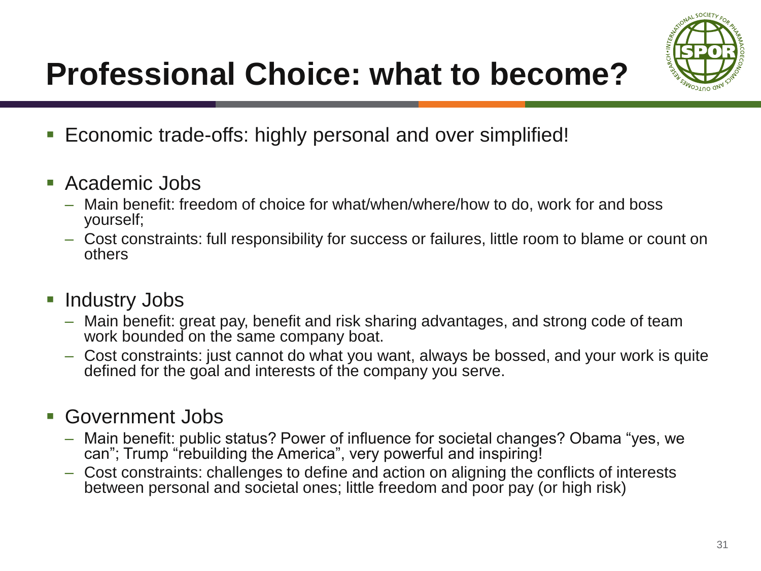# Professional Choice: what to become?

- Economic trade-offs: highly personal and over simplified!

- Academic Jobs
  - Main benefit: freedom of choice for what/when/where/how to do, work for and boss yourself;
  - Cost constraints: full responsibility for success or failures, little room to blame or count on others

- Industry Jobs
  - Main benefit: great pay, benefit and risk sharing advantages, and strong code of team work bounded on the same company boat.
  - Cost constraints: just cannot do what you want, always be bossed, and your work is quite defined for the goal and interests of the company you serve.

- Government Jobs
  - Main benefit: public status? Power of influence for societal changes? Obama "yes, we can"; Trump "rebuilding the America", very powerful and inspiring!
  - Cost constraints: challenges to define and action on aligning the conflicts of interests between personal and societal ones; little freedom and poor pay (or high risk)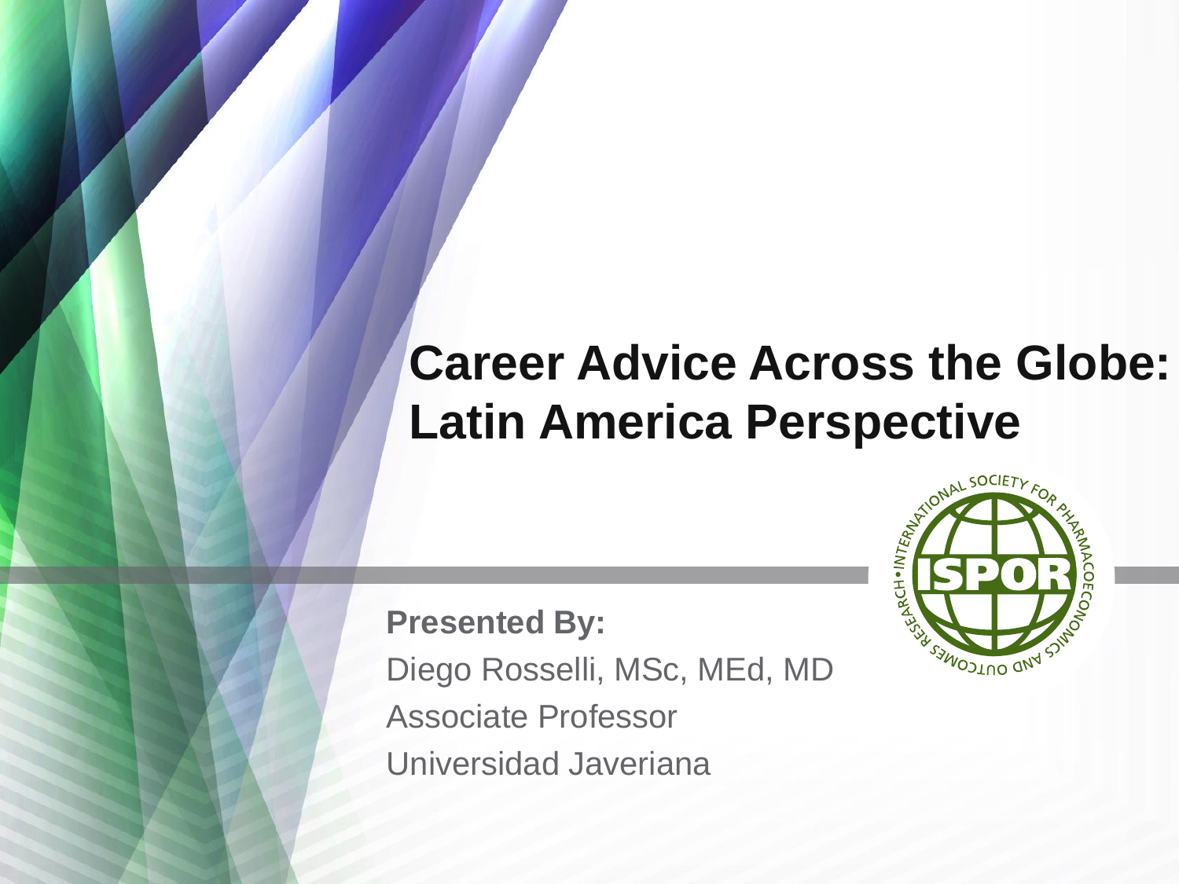# Career Advice Across the Globe: Latin America Perspective

**Presented By:**

Diego Rosselli, MSc, MEd, MD

Associate Professor

Universidad Javeriana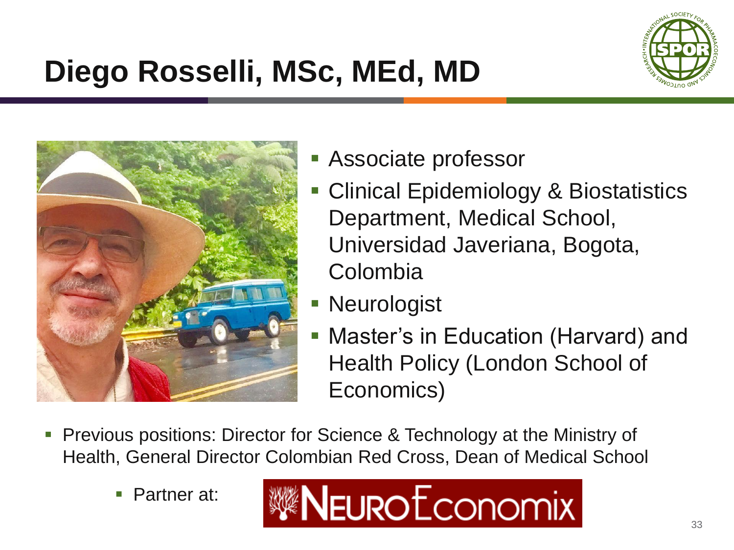# Diego Rosselli, MSc, MEd, MD

- Associate professor
- Clinical Epidemiology & Biostatistics Department, Medical School, Universidad Javeriana, Bogota, Colombia
- Neurologist
- Master's in Education (Harvard) and Health Policy (London School of Economics)

- Previous positions: Director for Science & Technology at the Ministry of Health, General Director Colombian Red Cross, Dean of Medical School
  - Partner at: NeuroEconomix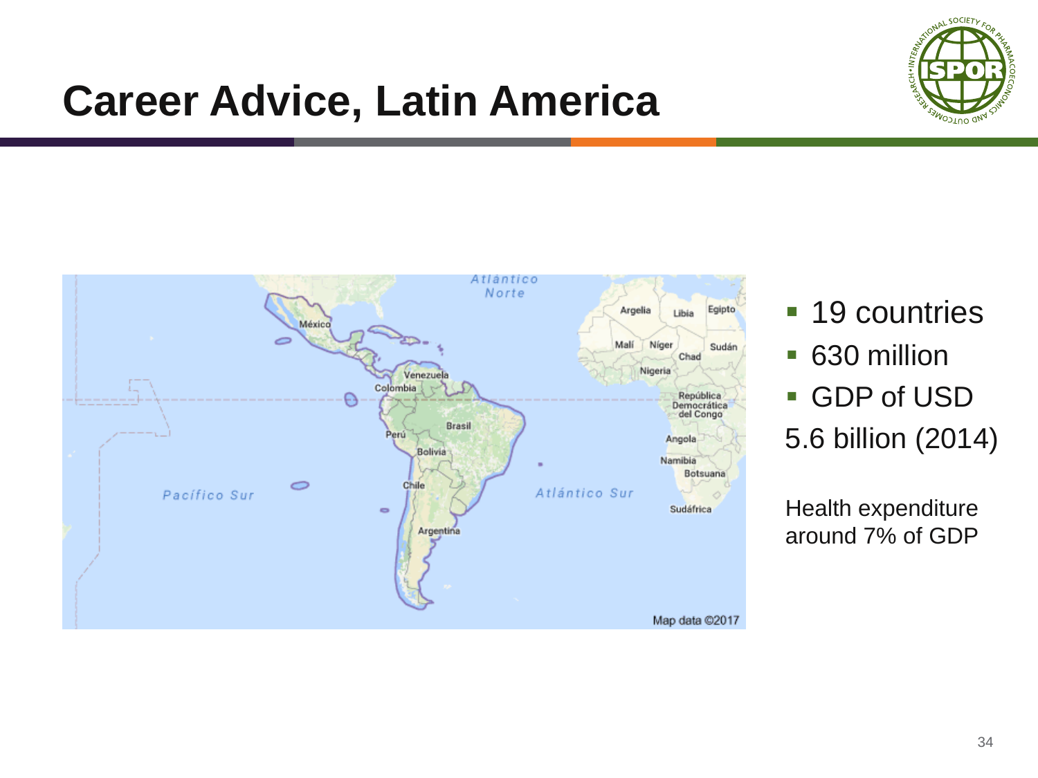# Career Advice, Latin America

- 19 countries
- 630 million
- GDP of USD 5.6 billion (2014)

Health expenditure around 7% of GDP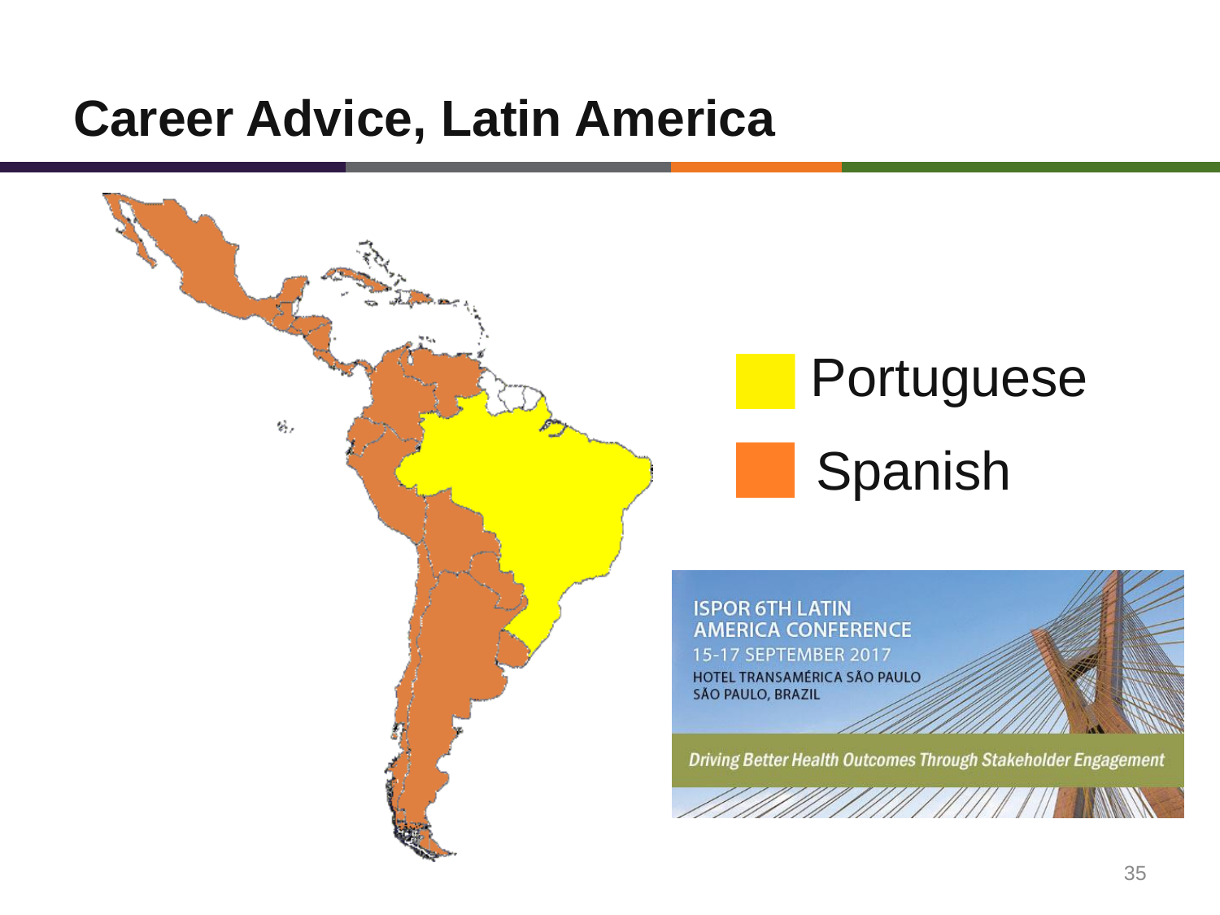# Career Advice, Latin America

Portuguese

Spanish

ISPOR 6TH LATIN AMERICA CONFERENCE
15-17 SEPTEMBER 2017
HOTEL TRANSAMÉRICA SÃO PAULO
SÃO PAULO, BRAZIL

*Driving Better Health Outcomes Through Stakeholder Engagement*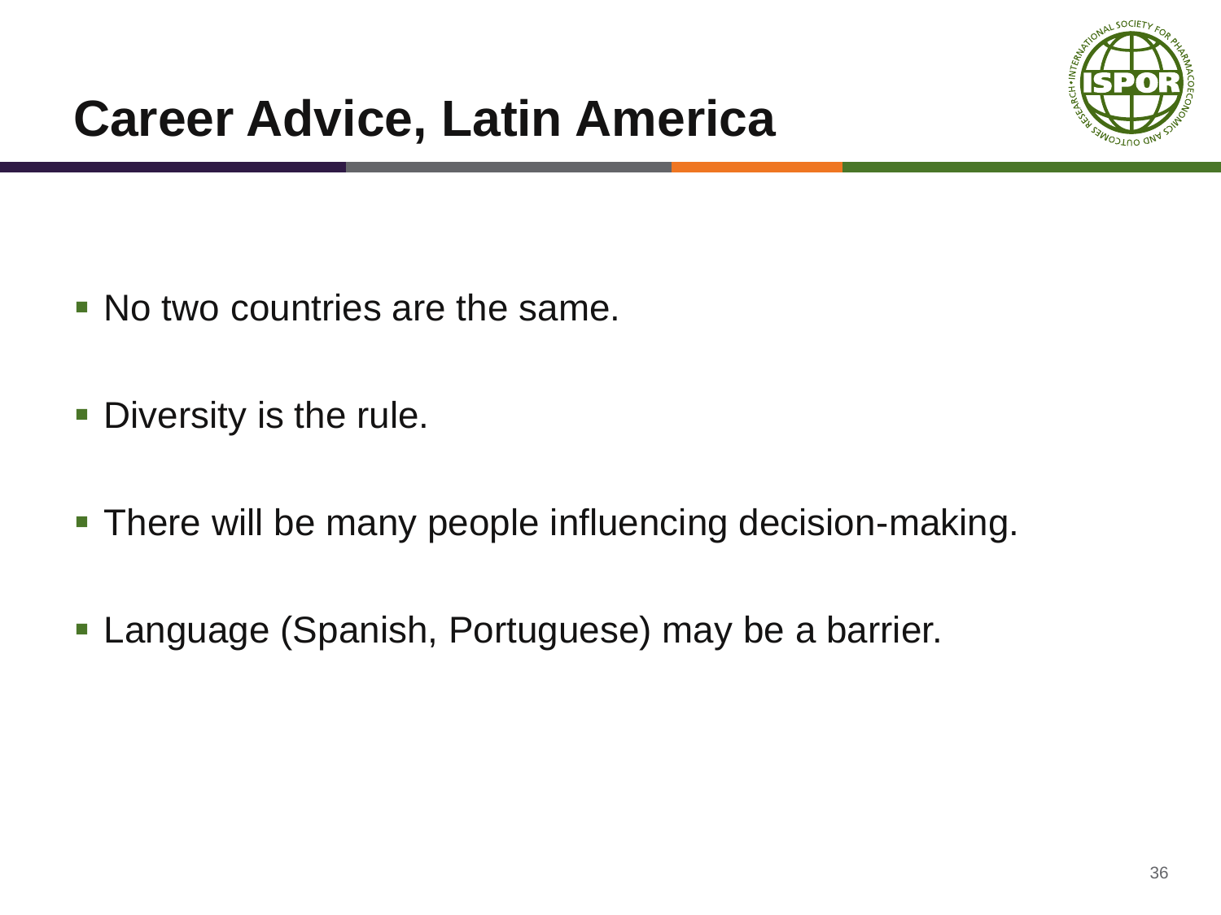# Career Advice, Latin America

- No two countries are the same.
- Diversity is the rule.
- There will be many people influencing decision-making.
- Language (Spanish, Portuguese) may be a barrier.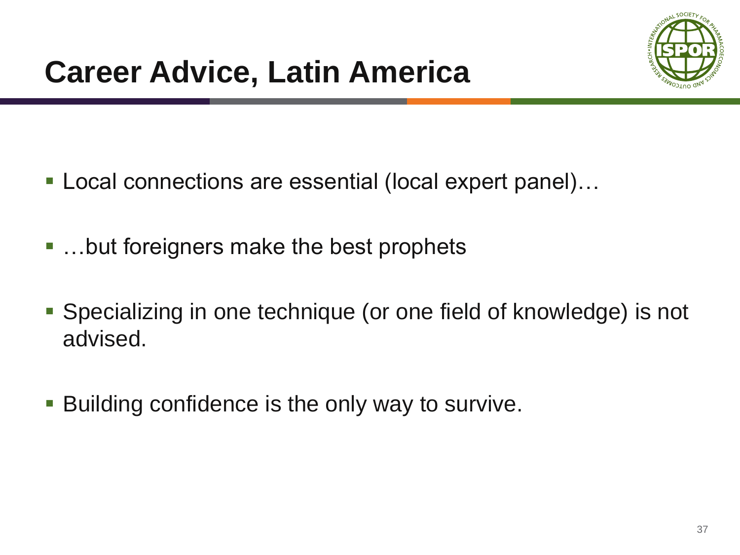# Career Advice, Latin America

- Local connections are essential (local expert panel)…
- …but foreigners make the best prophets
- Specializing in one technique (or one field of knowledge) is not advised.
- Building confidence is the only way to survive.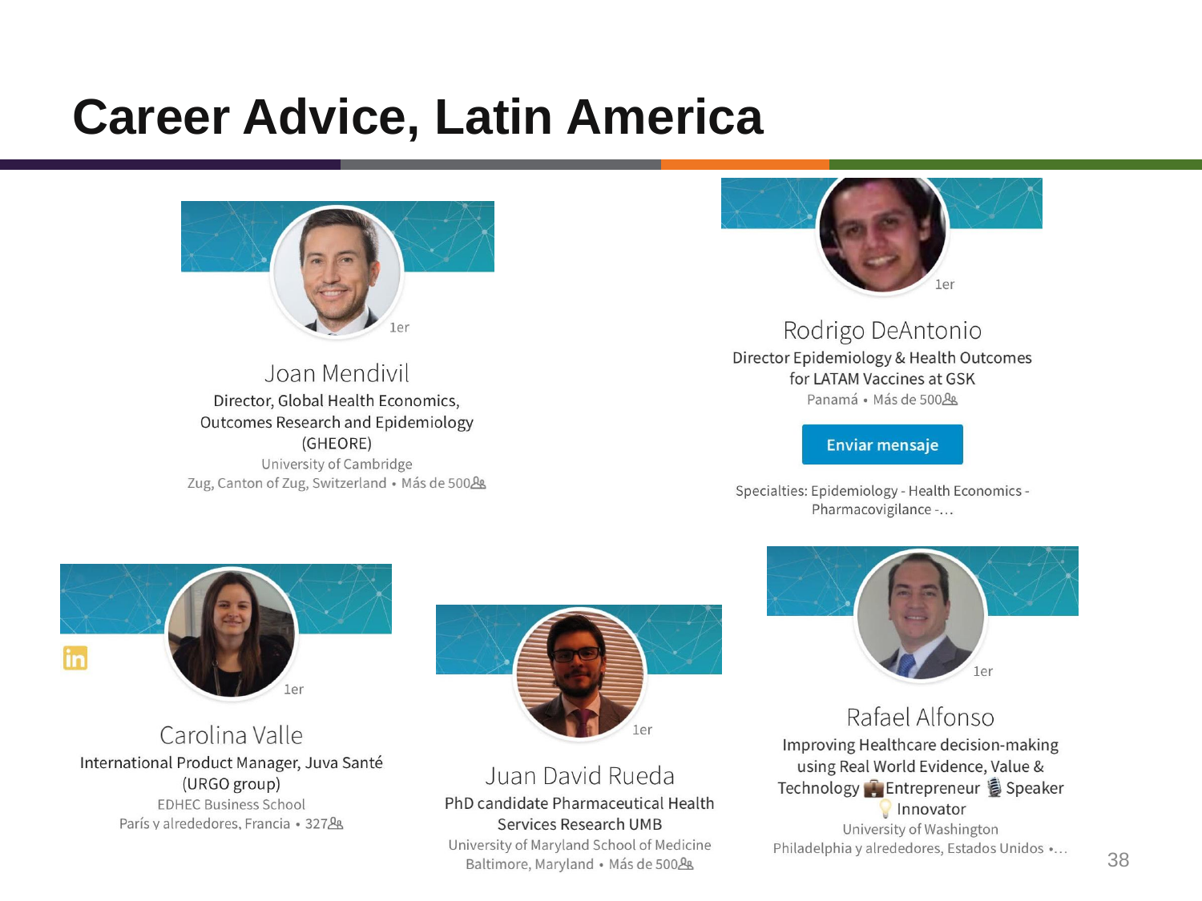# Career Advice, Latin America

**Joan Mendivil**
Director, Global Health Economics, Outcomes Research and Epidemiology (GHEORE)
University of Cambridge
Zug, Canton of Zug, Switzerland • Más de 500

**Rodrigo DeAntonio**
Director Epidemiology & Health Outcomes for LATAM Vaccines at GSK
Panamá • Más de 500

Enviar mensaje

Specialties: Epidemiology - Health Economics - Pharmacovigilance -…

**Carolina Valle**
International Product Manager, Juva Santé (URGO group)
EDHEC Business School
París y alrededores, Francia • 327

**Juan David Rueda**
PhD candidate Pharmaceutical Health Services Research UMB
University of Maryland School of Medicine
Baltimore, Maryland • Más de 500

**Rafael Alfonso**
Improving Healthcare decision-making using Real World Evidence, Value & Technology 💼Entrepreneur 🎙️ Speaker 💡 Innovator
University of Washington
Philadelphia y alrededores, Estados Unidos •…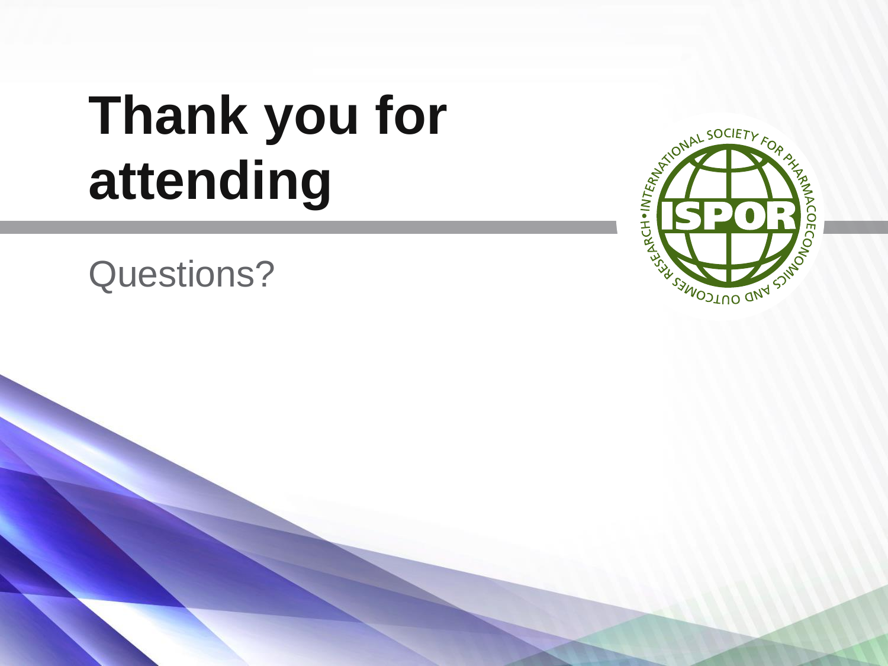# Thank you for attending

Questions?